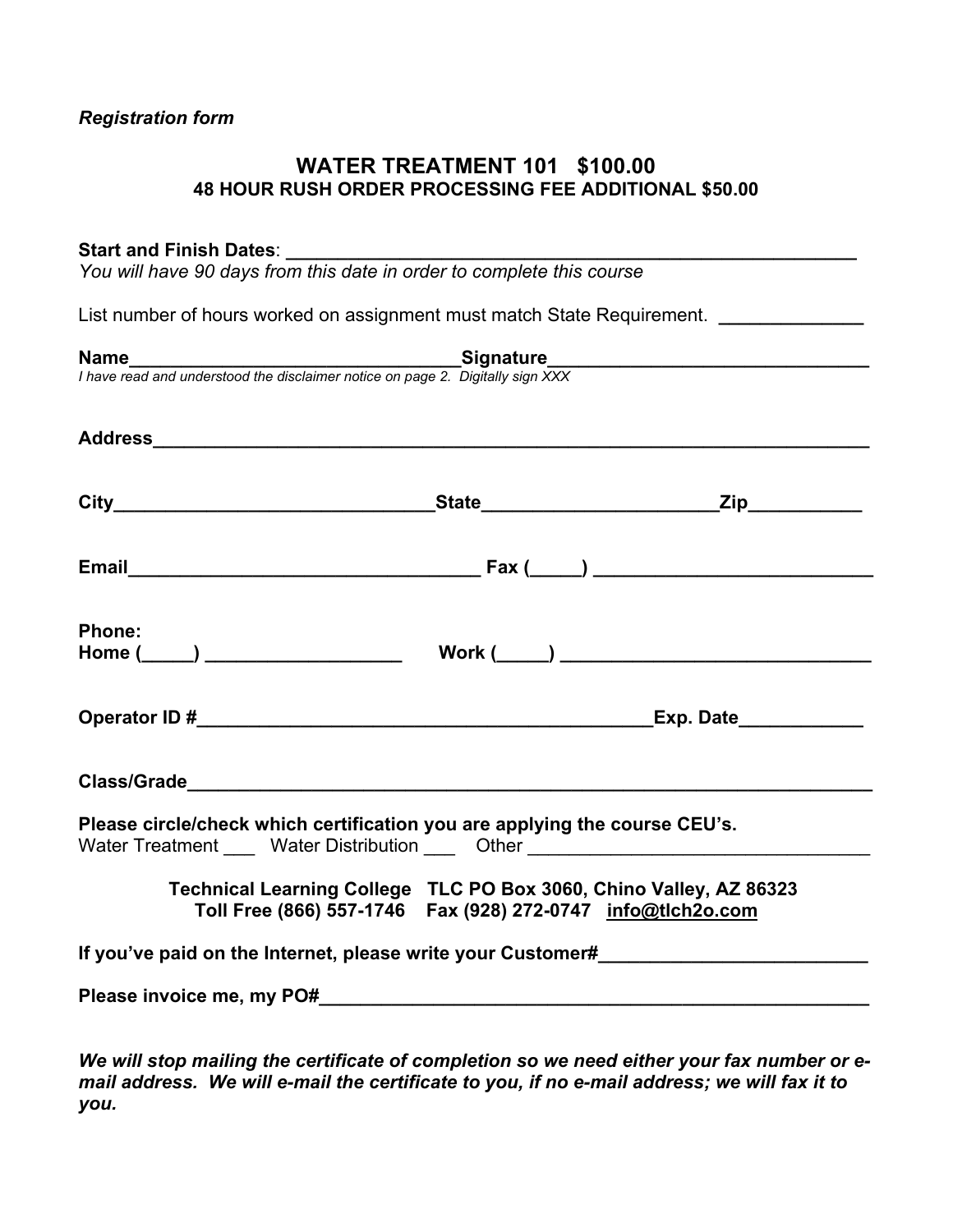*Registration form*

# WATER TREATMENT 101 $100.00

**48 HOUR RUSH ORDER PROCESSING FEE ADDITIONAL $50.00**

**Start and Finish Dates**: ________________________________________________________

*You will have 90 days from this date in order to complete this course*

List number of hours worked on assignment must match State Requirement. ______________

**Name**________________________________**Signature**______________________________

*I have read and understood the disclaimer notice on page 2. Digitally sign XXX*

**Address**__________________________________________________________________________

**City**_______________________________**State**______________________**Zip**___________

**Email**__________________________________ **Fax (_____)** ___________________________

**Phone:**
**Home (_____)** ___________________ **Work (_____)** ______________________________

**Operator ID #**___________________________________________**Exp. Date**____________

**Class/Grade**______________________________________________________________________

**Please circle/check which certification you are applying the course CEU's.**
Water Treatment ___ Water Distribution ___ Other _________________________________

**Technical Learning College TLC PO Box 3060, Chino Valley, AZ 86323**
**Toll Free (866) 557-1746 Fax (928) 272-0747 info@tlch2o.com**

**If you've paid on the Internet, please write your Customer#**__________________________

**Please invoice me, my PO#**_______________________________________________________

***We will stop mailing the certificate of completion so we need either your fax number or e-mail address. We will e-mail the certificate to you, if no e-mail address; we will fax it to you.***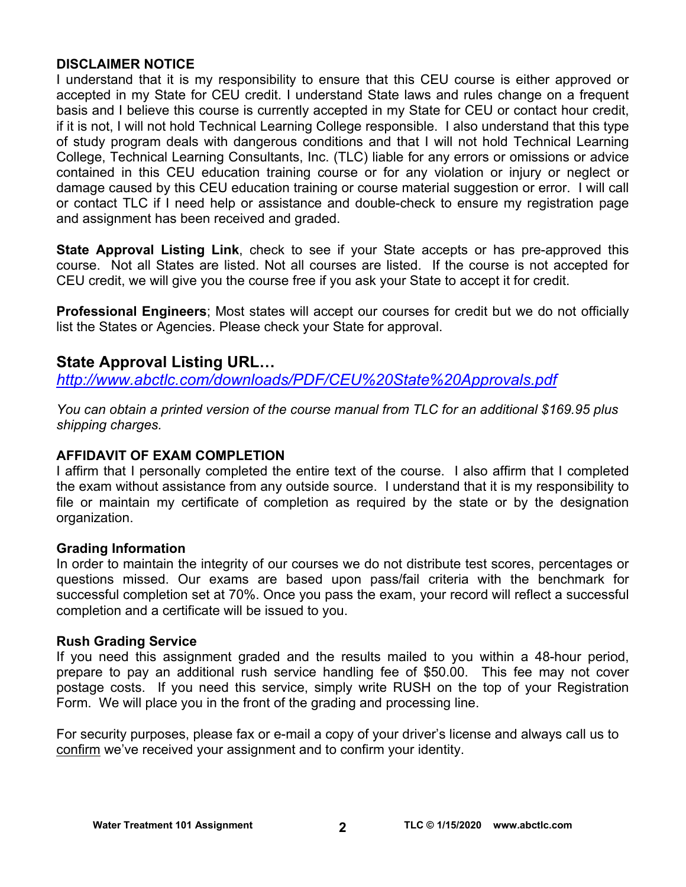**DISCLAIMER NOTICE**

I understand that it is my responsibility to ensure that this CEU course is either approved or accepted in my State for CEU credit. I understand State laws and rules change on a frequent basis and I believe this course is currently accepted in my State for CEU or contact hour credit, if it is not, I will not hold Technical Learning College responsible. I also understand that this type of study program deals with dangerous conditions and that I will not hold Technical Learning College, Technical Learning Consultants, Inc. (TLC) liable for any errors or omissions or advice contained in this CEU education training course or for any violation or injury or neglect or damage caused by this CEU education training or course material suggestion or error. I will call or contact TLC if I need help or assistance and double-check to ensure my registration page and assignment has been received and graded.

**State Approval Listing Link**, check to see if your State accepts or has pre-approved this course. Not all States are listed. Not all courses are listed. If the course is not accepted for CEU credit, we will give you the course free if you ask your State to accept it for credit.

**Professional Engineers**; Most states will accept our courses for credit but we do not officially list the States or Agencies. Please check your State for approval.

## State Approval Listing URL…

*http://www.abctlc.com/downloads/PDF/CEU%20State%20Approvals.pdf*

*You can obtain a printed version of the course manual from TLC for an additional $169.95 plus shipping charges.*

**AFFIDAVIT OF EXAM COMPLETION**

I affirm that I personally completed the entire text of the course. I also affirm that I completed the exam without assistance from any outside source. I understand that it is my responsibility to file or maintain my certificate of completion as required by the state or by the designation organization.

**Grading Information**

In order to maintain the integrity of our courses we do not distribute test scores, percentages or questions missed. Our exams are based upon pass/fail criteria with the benchmark for successful completion set at 70%. Once you pass the exam, your record will reflect a successful completion and a certificate will be issued to you.

**Rush Grading Service**

If you need this assignment graded and the results mailed to you within a 48-hour period, prepare to pay an additional rush service handling fee of $50.00. This fee may not cover postage costs. If you need this service, simply write RUSH on the top of your Registration Form. We will place you in the front of the grading and processing line.

For security purposes, please fax or e-mail a copy of your driver's license and always call us to confirm we've received your assignment and to confirm your identity.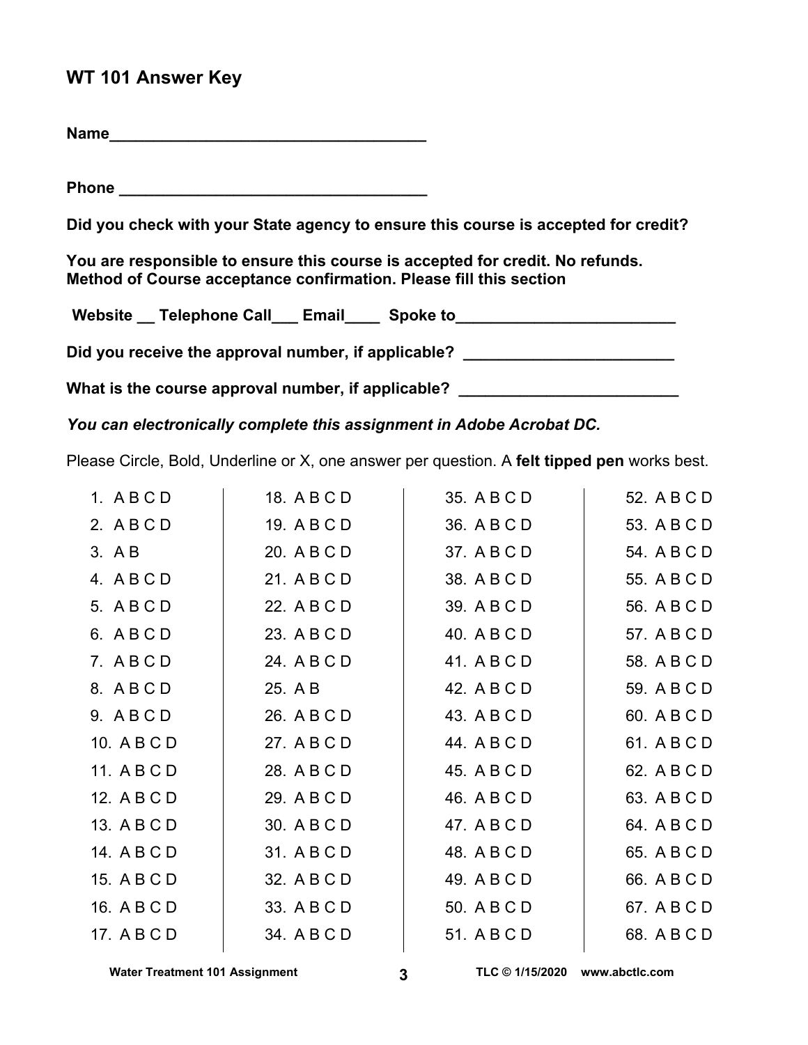## WT 101 Answer Key

**Name**___________________________________

**Phone** ___________________________________

**Did you check with your State agency to ensure this course is accepted for credit?**

**You are responsible to ensure this course is accepted for credit. No refunds.**
**Method of Course acceptance confirmation. Please fill this section**

**Website __ Telephone Call___ Email____ Spoke to_________________________**

**Did you receive the approval number, if applicable? ________________________**

**What is the course approval number, if applicable? _________________________**

***You can electronically complete this assignment in Adobe Acrobat DC.***

Please Circle, Bold, Underline or X, one answer per question. A **felt tipped pen** works best.

| | | | |
|---|---|---|---|
| 1. A B C D | 18. A B C D | 35. A B C D | 52. A B C D |
| 2. A B C D | 19. A B C D | 36. A B C D | 53. A B C D |
| 3. A B | 20. A B C D | 37. A B C D | 54. A B C D |
| 4. A B C D | 21. A B C D | 38. A B C D | 55. A B C D |
| 5. A B C D | 22. A B C D | 39. A B C D | 56. A B C D |
| 6. A B C D | 23. A B C D | 40. A B C D | 57. A B C D |
| 7. A B C D | 24. A B C D | 41. A B C D | 58. A B C D |
| 8. A B C D | 25. A B | 42. A B C D | 59. A B C D |
| 9. A B C D | 26. A B C D | 43. A B C D | 60. A B C D |
| 10. A B C D | 27. A B C D | 44. A B C D | 61. A B C D |
| 11. A B C D | 28. A B C D | 45. A B C D | 62. A B C D |
| 12. A B C D | 29. A B C D | 46. A B C D | 63. A B C D |
| 13. A B C D | 30. A B C D | 47. A B C D | 64. A B C D |
| 14. A B C D | 31. A B C D | 48. A B C D | 65. A B C D |
| 15. A B C D | 32. A B C D | 49. A B C D | 66. A B C D |
| 16. A B C D | 33. A B C D | 50. A B C D | 67. A B C D |
| 17. A B C D | 34. A B C D | 51. A B C D | 68. A B C D |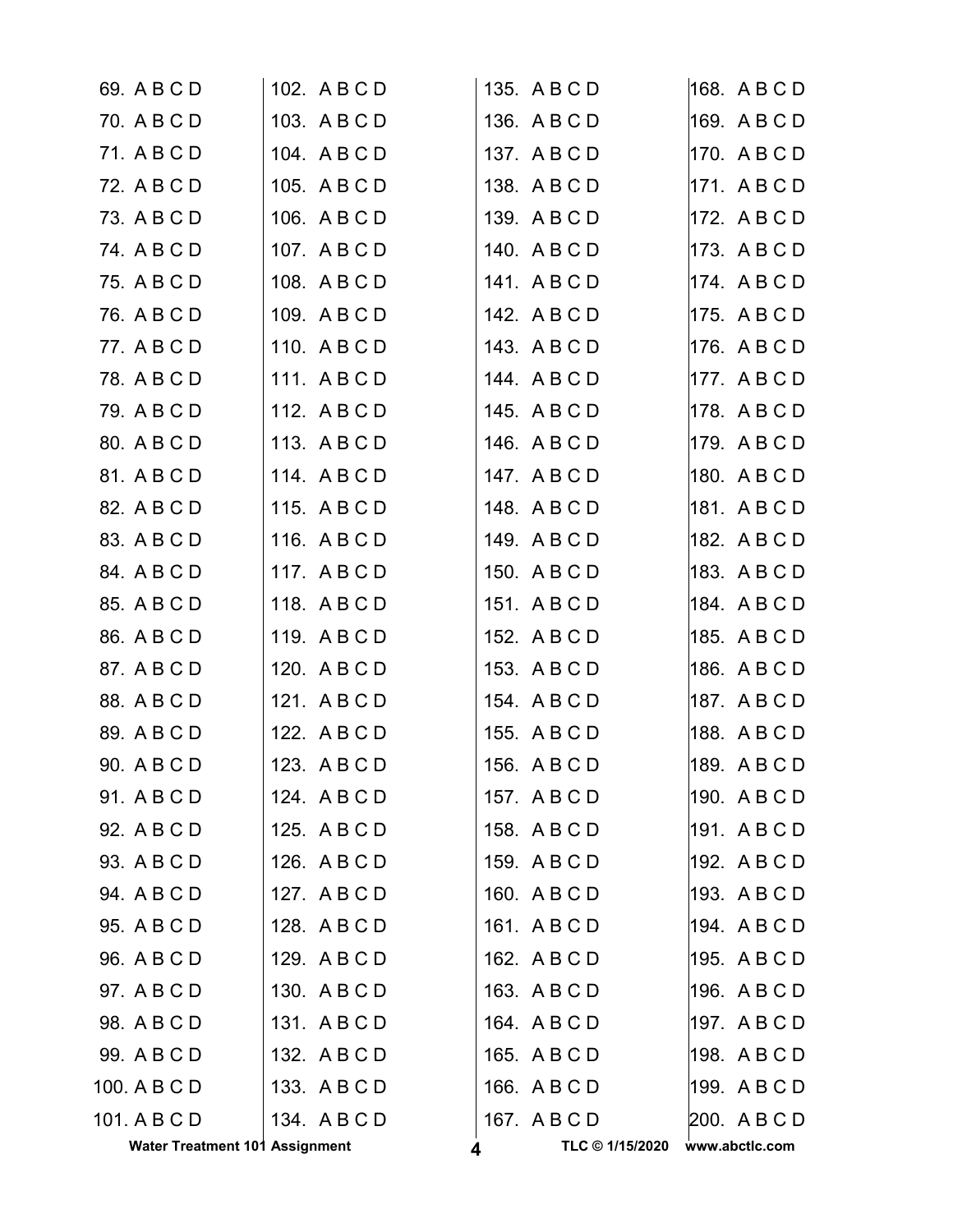69. A B C D
70. A B C D
71. A B C D
72. A B C D
73. A B C D
74. A B C D
75. A B C D
76. A B C D
77. A B C D
78. A B C D
79. A B C D
80. A B C D
81. A B C D
82. A B C D
83. A B C D
84. A B C D
85. A B C D
86. A B C D
87. A B C D
88. A B C D
89. A B C D
90. A B C D
91. A B C D
92. A B C D
93. A B C D
94. A B C D
95. A B C D
96. A B C D
97. A B C D
98. A B C D
99. A B C D
100. A B C D
101. A B C D
102. A B C D
103. A B C D
104. A B C D
105. A B C D
106. A B C D
107. A B C D
108. A B C D
109. A B C D
110. A B C D
111. A B C D
112. A B C D
113. A B C D
114. A B C D
115. A B C D
116. A B C D
117. A B C D
118. A B C D
119. A B C D
120. A B C D
121. A B C D
122. A B C D
123. A B C D
124. A B C D
125. A B C D
126. A B C D
127. A B C D
128. A B C D
129. A B C D
130. A B C D
131. A B C D
132. A B C D
133. A B C D
134. A B C D
135. A B C D
136. A B C D
137. A B C D
138. A B C D
139. A B C D
140. A B C D
141. A B C D
142. A B C D
143. A B C D
144. A B C D
145. A B C D
146. A B C D
147. A B C D
148. A B C D
149. A B C D
150. A B C D
151. A B C D
152. A B C D
153. A B C D
154. A B C D
155. A B C D
156. A B C D
157. A B C D
158. A B C D
159. A B C D
160. A B C D
161. A B C D
162. A B C D
163. A B C D
164. A B C D
165. A B C D
166. A B C D
167. A B C D
168. A B C D
169. A B C D
170. A B C D
171. A B C D
172. A B C D
173. A B C D
174. A B C D
175. A B C D
176. A B C D
177. A B C D
178. A B C D
179. A B C D
180. A B C D
181. A B C D
182. A B C D
183. A B C D
184. A B C D
185. A B C D
186. A B C D
187. A B C D
188. A B C D
189. A B C D
190. A B C D
191. A B C D
192. A B C D
193. A B C D
194. A B C D
195. A B C D
196. A B C D
197. A B C D
198. A B C D
199. A B C D
200. A B C D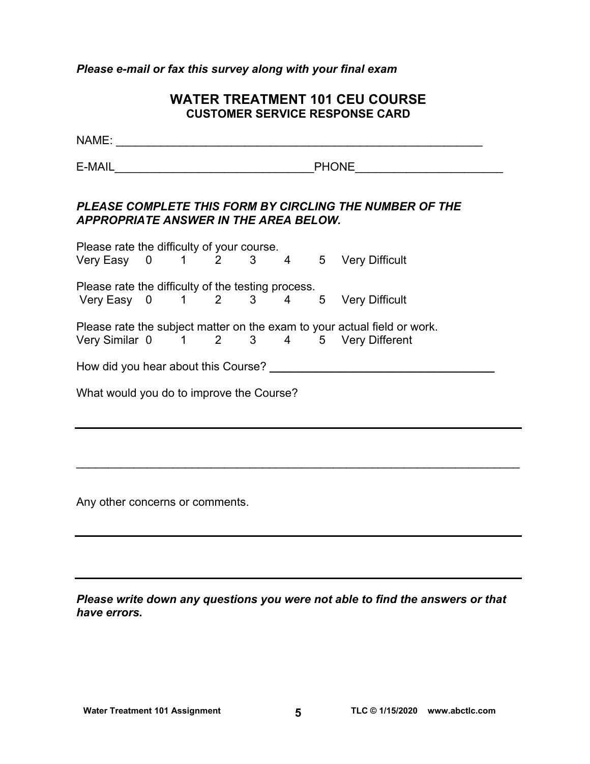*Please e-mail or fax this survey along with your final exam*

## WATER TREATMENT 101 CEU COURSE
### CUSTOMER SERVICE RESPONSE CARD

NAME: ___________________________________________________________

E-MAIL_______________________________PHONE_______________________

***PLEASE COMPLETE THIS FORM BY CIRCLING THE NUMBER OF THE APPROPRIATE ANSWER IN THE AREA BELOW.***

Please rate the difficulty of your course.
Very Easy 0 1 2 3 4 5 Very Difficult

Please rate the difficulty of the testing process.
Very Easy 0 1 2 3 4 5 Very Difficult

Please rate the subject matter on the exam to your actual field or work.
Very Similar 0 1 2 3 4 5 Very Different

How did you hear about this Course? ___________________________________

What would you do to improve the Course?

_______________________________________________________________________

_______________________________________________________________________

Any other concerns or comments.

_______________________________________________________________________

_______________________________________________________________________

***Please write down any questions you were not able to find the answers or that have errors.***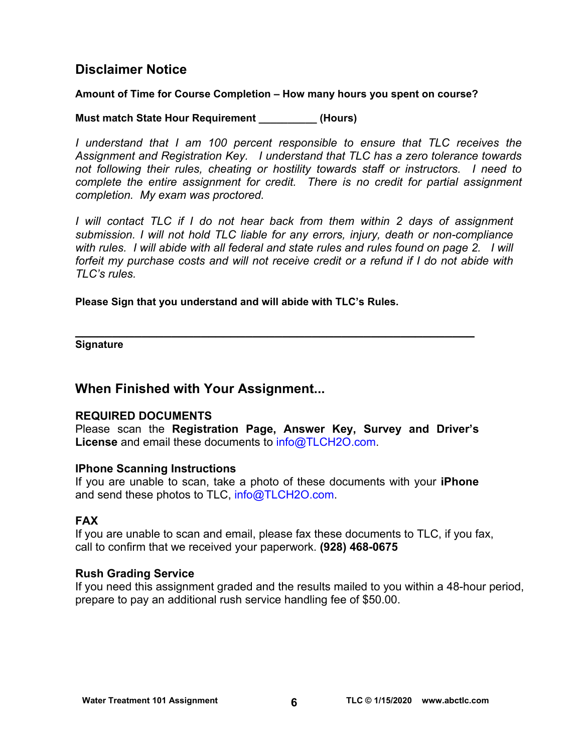## Disclaimer Notice

**Amount of Time for Course Completion – How many hours you spent on course?**

**Must match State Hour Requirement __________ (Hours)**

*I understand that I am 100 percent responsible to ensure that TLC receives the Assignment and Registration Key. I understand that TLC has a zero tolerance towards not following their rules, cheating or hostility towards staff or instructors. I need to complete the entire assignment for credit. There is no credit for partial assignment completion. My exam was proctored.*

*I will contact TLC if I do not hear back from them within 2 days of assignment submission. I will not hold TLC liable for any errors, injury, death or non-compliance with rules. I will abide with all federal and state rules and rules found on page 2. I will forfeit my purchase costs and will not receive credit or a refund if I do not abide with TLC's rules.*

**Please Sign that you understand and will abide with TLC's Rules.**

_______________________________________________________________

**Signature**

## When Finished with Your Assignment...

### REQUIRED DOCUMENTS

Please scan the **Registration Page, Answer Key, Survey and Driver's License** and email these documents to info@TLCH2O.com.

### IPhone Scanning Instructions

If you are unable to scan, take a photo of these documents with your **iPhone** and send these photos to TLC, info@TLCH2O.com.

### FAX

If you are unable to scan and email, please fax these documents to TLC, if you fax, call to confirm that we received your paperwork. **(928) 468-0675**

### Rush Grading Service

If you need this assignment graded and the results mailed to you within a 48-hour period, prepare to pay an additional rush service handling fee of $50.00.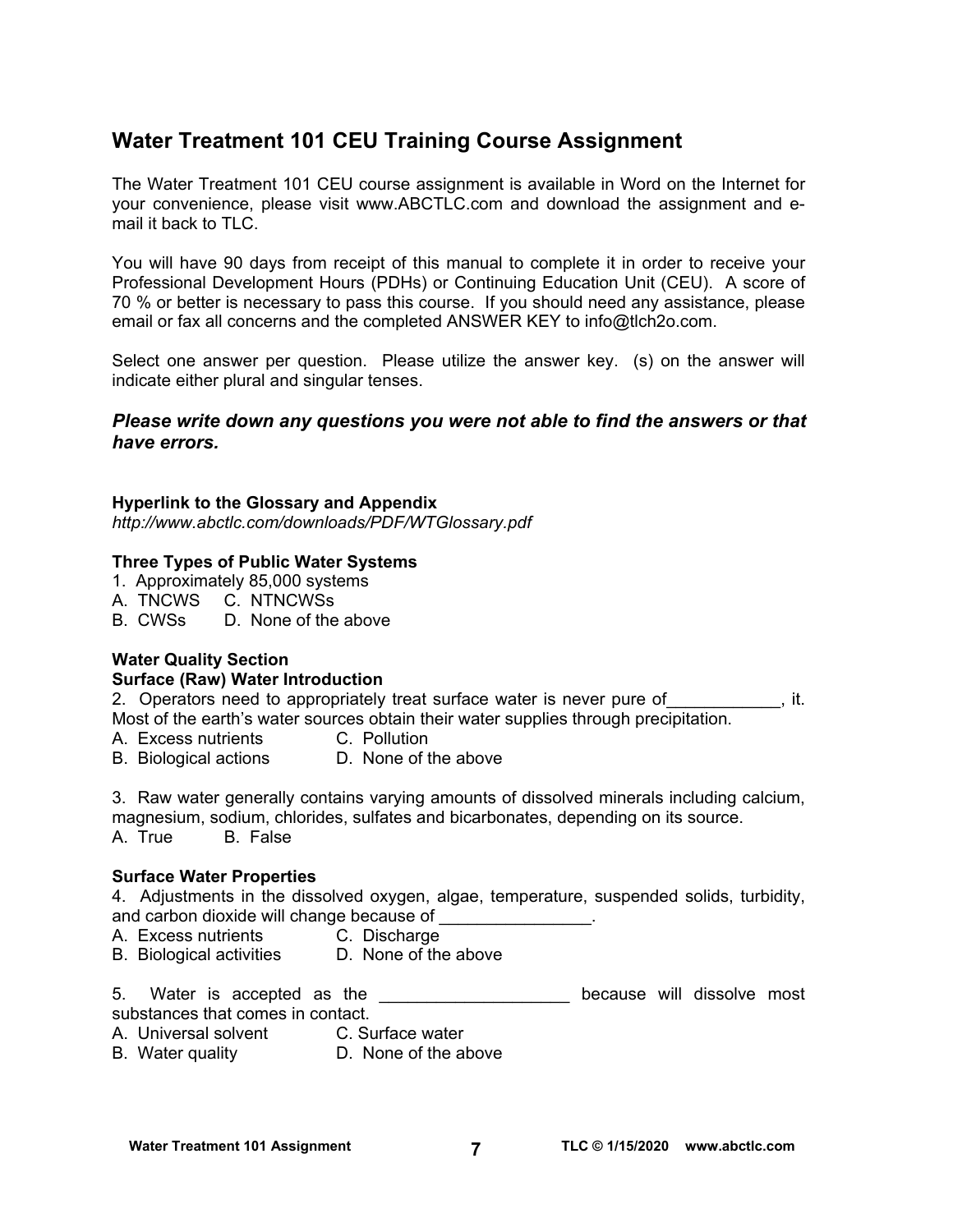## Water Treatment 101 CEU Training Course Assignment

The Water Treatment 101 CEU course assignment is available in Word on the Internet for your convenience, please visit www.ABCTLC.com and download the assignment and e-mail it back to TLC.

You will have 90 days from receipt of this manual to complete it in order to receive your Professional Development Hours (PDHs) or Continuing Education Unit (CEU). A score of 70 % or better is necessary to pass this course. If you should need any assistance, please email or fax all concerns and the completed ANSWER KEY to info@tlch2o.com.

Select one answer per question. Please utilize the answer key. (s) on the answer will indicate either plural and singular tenses.

***Please write down any questions you were not able to find the answers or that have errors.***

**Hyperlink to the Glossary and Appendix**
*http://www.abctlc.com/downloads/PDF/WTGlossary.pdf*

**Three Types of Public Water Systems**
1. Approximately 85,000 systems
A. TNCWS C. NTNCWSs
B. CWSs D. None of the above

**Water Quality Section**
**Surface (Raw) Water Introduction**
2. Operators need to appropriately treat surface water is never pure of____________, it. Most of the earth's water sources obtain their water supplies through precipitation.
A. Excess nutrients C. Pollution
B. Biological actions D. None of the above

3. Raw water generally contains varying amounts of dissolved minerals including calcium, magnesium, sodium, chlorides, sulfates and bicarbonates, depending on its source.
A. True B. False

**Surface Water Properties**
4. Adjustments in the dissolved oxygen, algae, temperature, suspended solids, turbidity, and carbon dioxide will change because of ________________.
A. Excess nutrients C. Discharge
B. Biological activities D. None of the above

5. Water is accepted as the ____________________ because will dissolve most substances that comes in contact.
A. Universal solvent C. Surface water
B. Water quality D. None of the above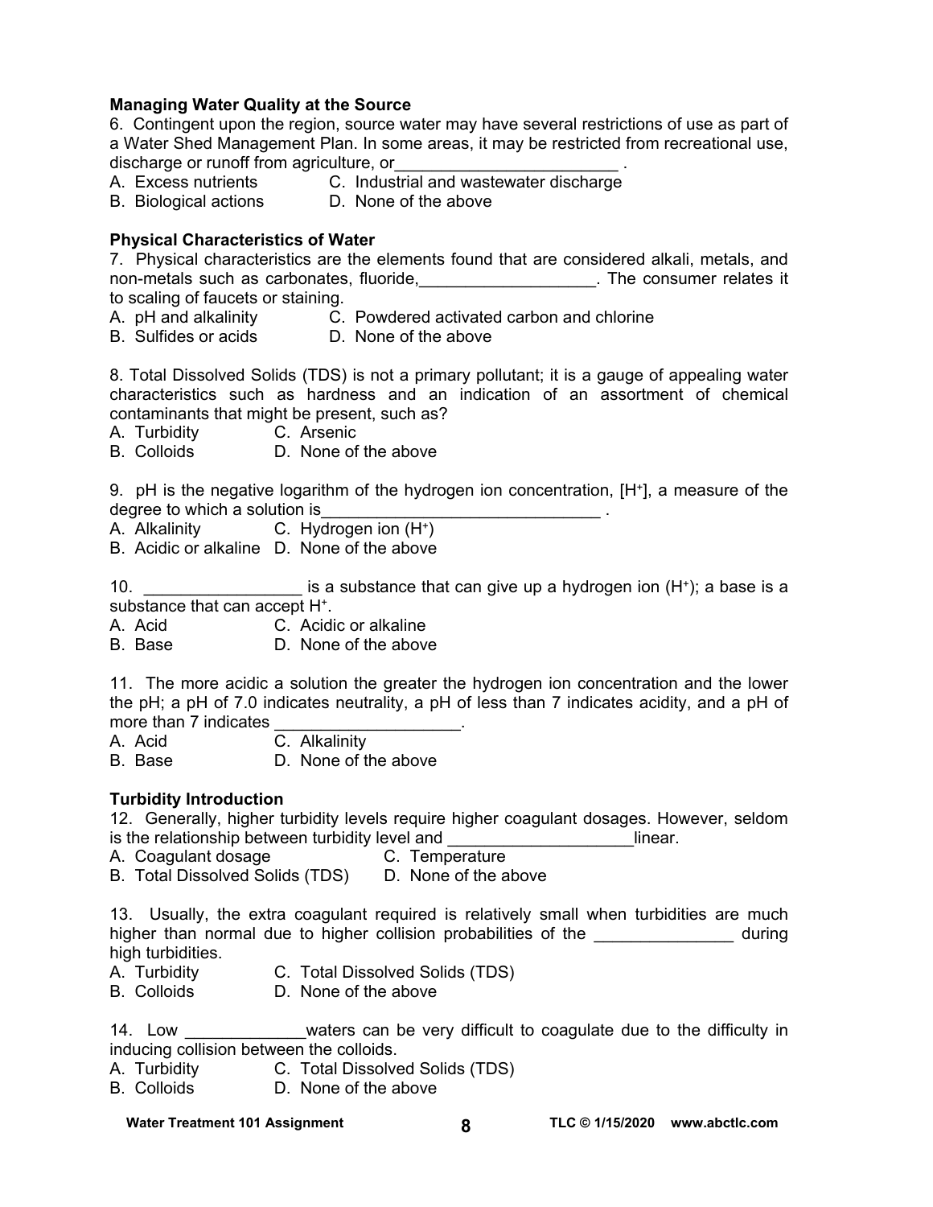### Managing Water Quality at the Source

6. Contingent upon the region, source water may have several restrictions of use as part of a Water Shed Management Plan. In some areas, it may be restricted from recreational use, discharge or runoff from agriculture, or________________________ .

A. Excess nutrients  C. Industrial and wastewater discharge
B. Biological actions  D. None of the above

### Physical Characteristics of Water

7. Physical characteristics are the elements found that are considered alkali, metals, and non-metals such as carbonates, fluoride,___________________. The consumer relates it to scaling of faucets or staining.

A. pH and alkalinity  C. Powdered activated carbon and chlorine
B. Sulfides or acids  D. None of the above

8. Total Dissolved Solids (TDS) is not a primary pollutant; it is a gauge of appealing water characteristics such as hardness and an indication of an assortment of chemical contaminants that might be present, such as?

A. Turbidity  C. Arsenic
B. Colloids  D. None of the above

9. pH is the negative logarithm of the hydrogen ion concentration, [$H^+$], a measure of the degree to which a solution is______________________________ .

A. Alkalinity  C. Hydrogen ion ($H^+$)
B. Acidic or alkaline  D. None of the above

10. _________________ is a substance that can give up a hydrogen ion ($H^+$); a base is a substance that can accept $H^+$.

A. Acid  C. Acidic or alkaline
B. Base  D. None of the above

11. The more acidic a solution the greater the hydrogen ion concentration and the lower the pH; a pH of 7.0 indicates neutrality, a pH of less than 7 indicates acidity, and a pH of more than 7 indicates ____________________.

A. Acid  C. Alkalinity
B. Base  D. None of the above

### Turbidity Introduction

12. Generally, higher turbidity levels require higher coagulant dosages. However, seldom is the relationship between turbidity level and ____________________linear.

A. Coagulant dosage  C. Temperature
B. Total Dissolved Solids (TDS)  D. None of the above

13. Usually, the extra coagulant required is relatively small when turbidities are much higher than normal due to higher collision probabilities of the _______________ during high turbidities.

A. Turbidity  C. Total Dissolved Solids (TDS)
B. Colloids  D. None of the above

14. Low _____________waters can be very difficult to coagulate due to the difficulty in inducing collision between the colloids.

A. Turbidity  C. Total Dissolved Solids (TDS)
B. Colloids  D. None of the above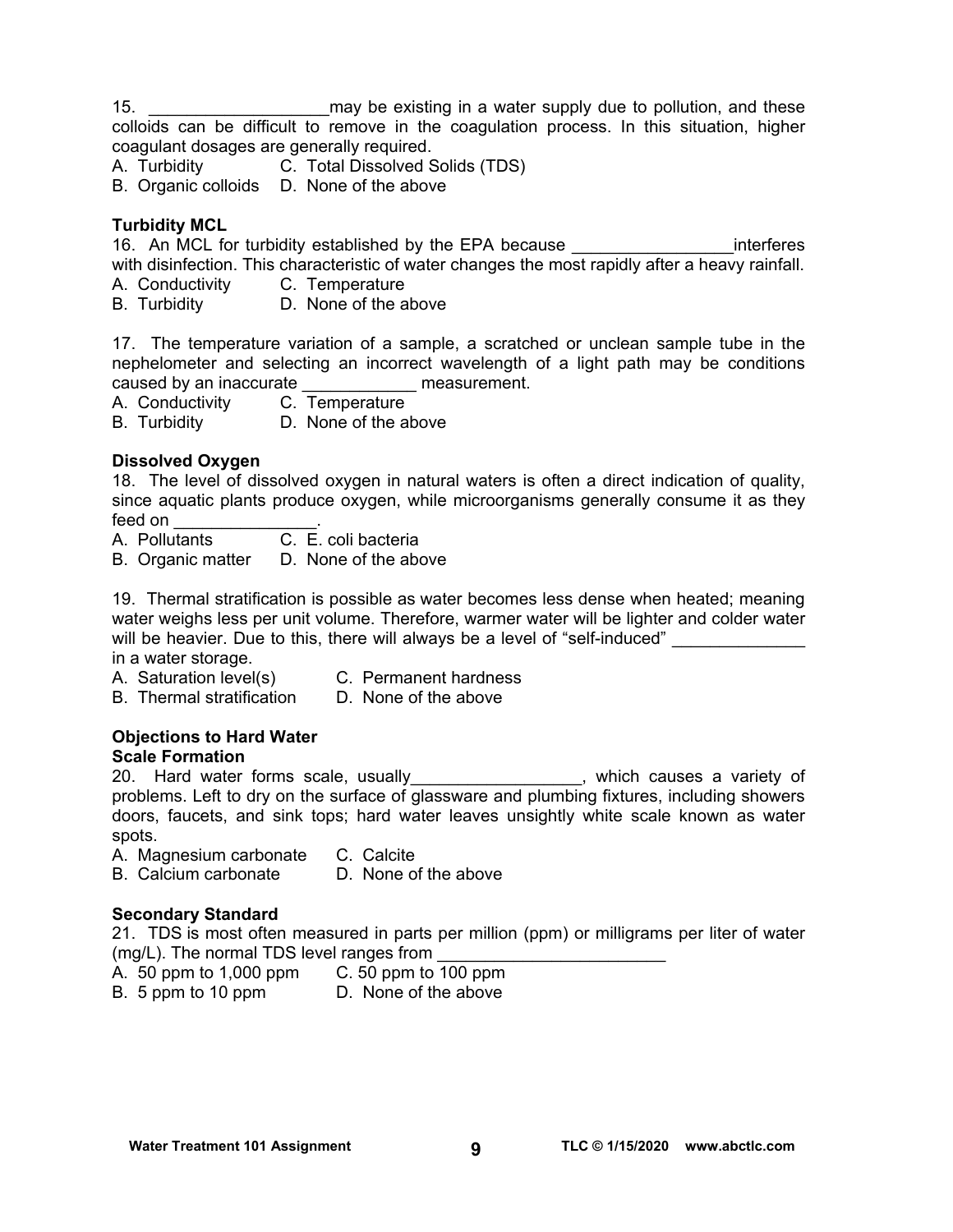15. ___________________may be existing in a water supply due to pollution, and these colloids can be difficult to remove in the coagulation process. In this situation, higher coagulant dosages are generally required.

A. Turbidity C. Total Dissolved Solids (TDS)
B. Organic colloids D. None of the above

**Turbidity MCL**

16. An MCL for turbidity established by the EPA because _________________interferes with disinfection. This characteristic of water changes the most rapidly after a heavy rainfall.

A. Conductivity C. Temperature
B. Turbidity D. None of the above

17. The temperature variation of a sample, a scratched or unclean sample tube in the nephelometer and selecting an incorrect wavelength of a light path may be conditions caused by an inaccurate ____________ measurement.

A. Conductivity C. Temperature
B. Turbidity D. None of the above

**Dissolved Oxygen**

18. The level of dissolved oxygen in natural waters is often a direct indication of quality, since aquatic plants produce oxygen, while microorganisms generally consume it as they feed on _______________.

A. Pollutants C. E. coli bacteria
B. Organic matter D. None of the above

19. Thermal stratification is possible as water becomes less dense when heated; meaning water weighs less per unit volume. Therefore, warmer water will be lighter and colder water will be heavier. Due to this, there will always be a level of "self-induced" ______________ in a water storage.

A. Saturation level(s) C. Permanent hardness
B. Thermal stratification D. None of the above

**Objections to Hard Water**

**Scale Formation**

20. Hard water forms scale, usually__________________, which causes a variety of problems. Left to dry on the surface of glassware and plumbing fixtures, including showers doors, faucets, and sink tops; hard water leaves unsightly white scale known as water spots.

A. Magnesium carbonate C. Calcite
B. Calcium carbonate D. None of the above

**Secondary Standard**

21. TDS is most often measured in parts per million (ppm) or milligrams per liter of water (mg/L). The normal TDS level ranges from _________________________

A. 50 ppm to 1,000 ppm C. 50 ppm to 100 ppm
B. 5 ppm to 10 ppm D. None of the above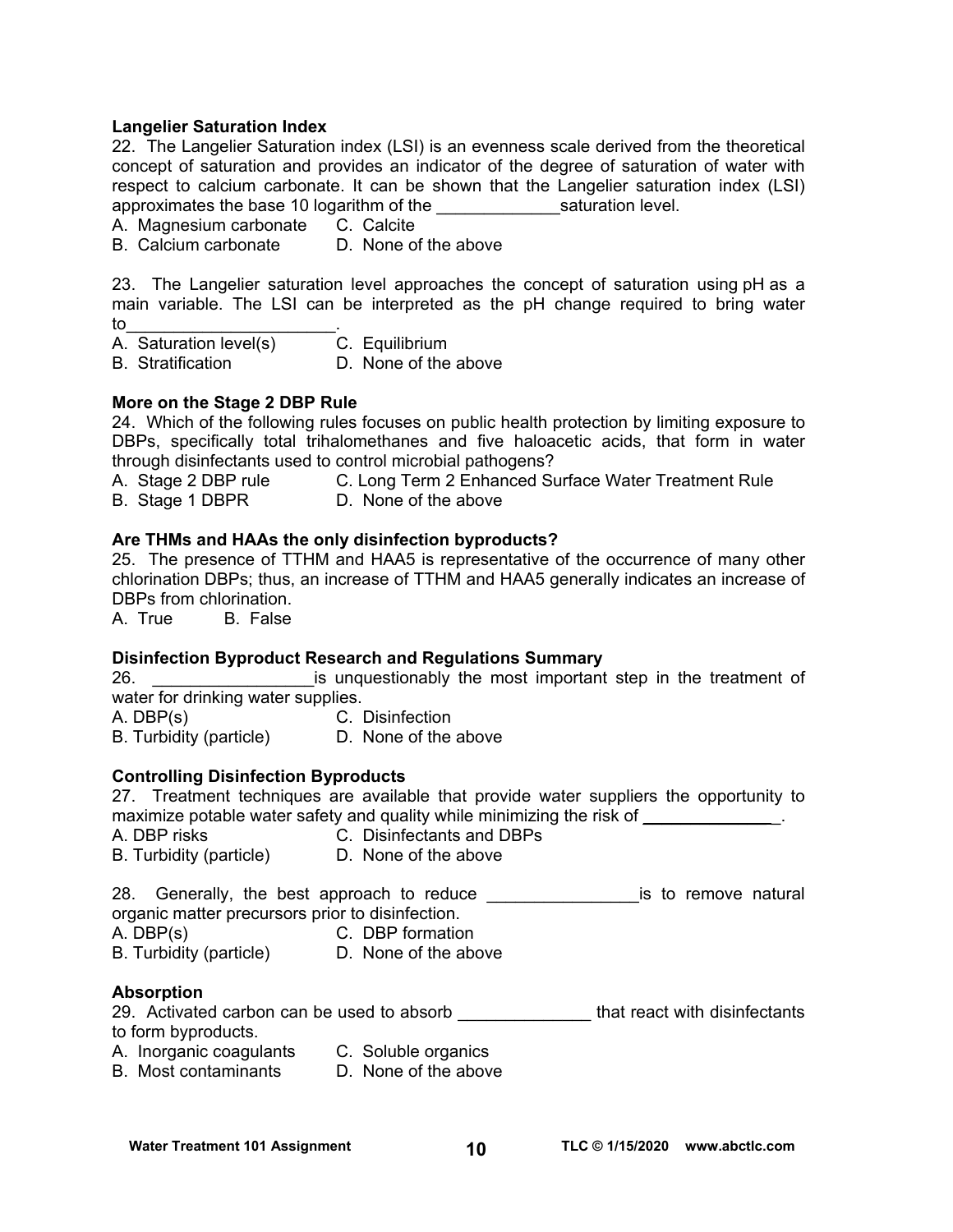**Langelier Saturation Index**

22. The Langelier Saturation index (LSI) is an evenness scale derived from the theoretical concept of saturation and provides an indicator of the degree of saturation of water with respect to calcium carbonate. It can be shown that the Langelier saturation index (LSI) approximates the base 10 logarithm of the _____________saturation level.

A. Magnesium carbonate C. Calcite
B. Calcium carbonate D. None of the above

23. The Langelier saturation level approaches the concept of saturation using pH as a main variable. The LSI can be interpreted as the pH change required to bring water to______________________.

A. Saturation level(s) C. Equilibrium
B. Stratification D. None of the above

**More on the Stage 2 DBP Rule**

24. Which of the following rules focuses on public health protection by limiting exposure to DBPs, specifically total trihalomethanes and five haloacetic acids, that form in water through disinfectants used to control microbial pathogens?

A. Stage 2 DBP rule C. Long Term 2 Enhanced Surface Water Treatment Rule
B. Stage 1 DBPR D. None of the above

**Are THMs and HAAs the only disinfection byproducts?**

25. The presence of TTHM and HAA5 is representative of the occurrence of many other chlorination DBPs; thus, an increase of TTHM and HAA5 generally indicates an increase of DBPs from chlorination.

A. True B. False

**Disinfection Byproduct Research and Regulations Summary**

26. _________________is unquestionably the most important step in the treatment of water for drinking water supplies.

A. DBP(s) C. Disinfection
B. Turbidity (particle) D. None of the above

**Controlling Disinfection Byproducts**

27. Treatment techniques are available that provide water suppliers the opportunity to maximize potable water safety and quality while minimizing the risk of _______________.

A. DBP risks C. Disinfectants and DBPs
B. Turbidity (particle) D. None of the above

28. Generally, the best approach to reduce ________________is to remove natural organic matter precursors prior to disinfection.

A. DBP(s) C. DBP formation
B. Turbidity (particle) D. None of the above

**Absorption**

29. Activated carbon can be used to absorb ______________ that react with disinfectants to form byproducts.

A. Inorganic coagulants C. Soluble organics
B. Most contaminants D. None of the above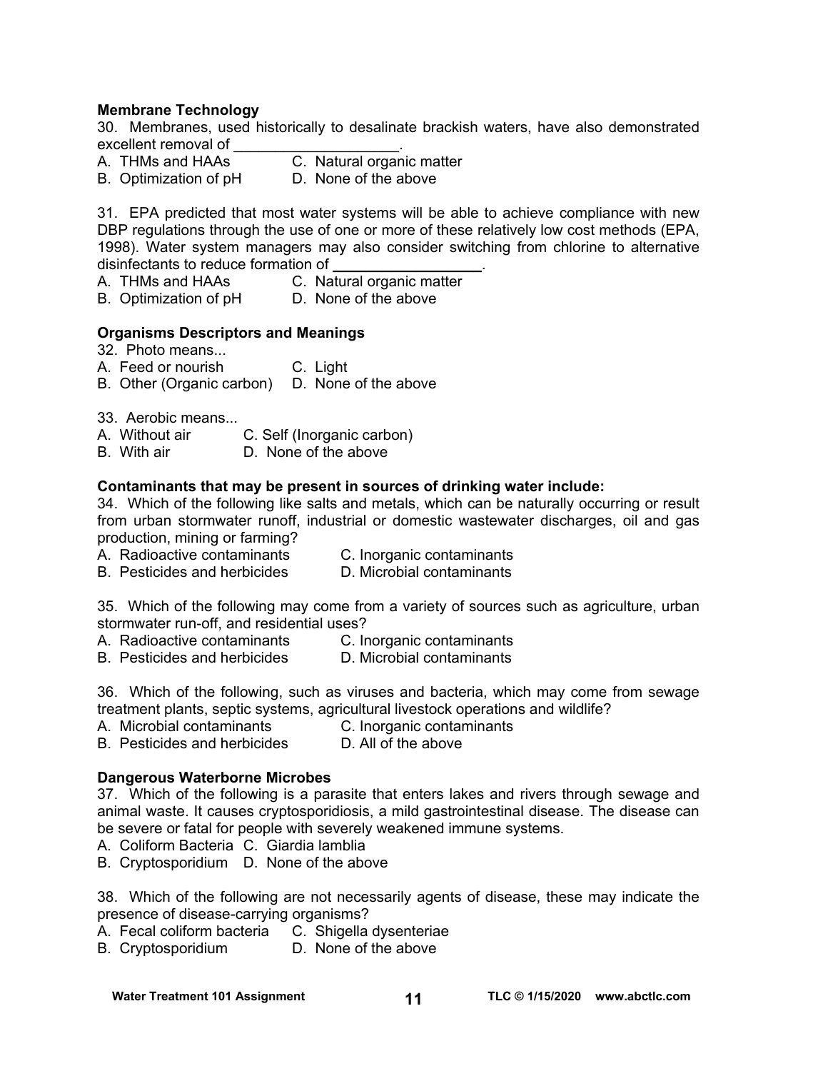**Membrane Technology**

30. Membranes, used historically to desalinate brackish waters, have also demonstrated excellent removal of ____________________.

A. THMs and HAAs  C. Natural organic matter
B. Optimization of pH  D. None of the above

31. EPA predicted that most water systems will be able to achieve compliance with new DBP regulations through the use of one or more of these relatively low cost methods (EPA, 1998). Water system managers may also consider switching from chlorine to alternative disinfectants to reduce formation of __________________.

A. THMs and HAAs  C. Natural organic matter
B. Optimization of pH  D. None of the above

**Organisms Descriptors and Meanings**

32. Photo means...

A. Feed or nourish  C. Light
B. Other (Organic carbon)  D. None of the above

33. Aerobic means...

A. Without air  C. Self (Inorganic carbon)
B. With air  D. None of the above

**Contaminants that may be present in sources of drinking water include:**

34. Which of the following like salts and metals, which can be naturally occurring or result from urban stormwater runoff, industrial or domestic wastewater discharges, oil and gas production, mining or farming?

A. Radioactive contaminants  C. Inorganic contaminants
B. Pesticides and herbicides  D. Microbial contaminants

35. Which of the following may come from a variety of sources such as agriculture, urban stormwater run-off, and residential uses?

A. Radioactive contaminants  C. Inorganic contaminants
B. Pesticides and herbicides  D. Microbial contaminants

36. Which of the following, such as viruses and bacteria, which may come from sewage treatment plants, septic systems, agricultural livestock operations and wildlife?

A. Microbial contaminants  C. Inorganic contaminants
B. Pesticides and herbicides  D. All of the above

**Dangerous Waterborne Microbes**

37. Which of the following is a parasite that enters lakes and rivers through sewage and animal waste. It causes cryptosporidiosis, a mild gastrointestinal disease. The disease can be severe or fatal for people with severely weakened immune systems.

A. Coliform Bacteria  C. Giardia lamblia
B. Cryptosporidium  D. None of the above

38. Which of the following are not necessarily agents of disease, these may indicate the presence of disease-carrying organisms?

A. Fecal coliform bacteria  C. Shigella dysenteriae
B. Cryptosporidium  D. None of the above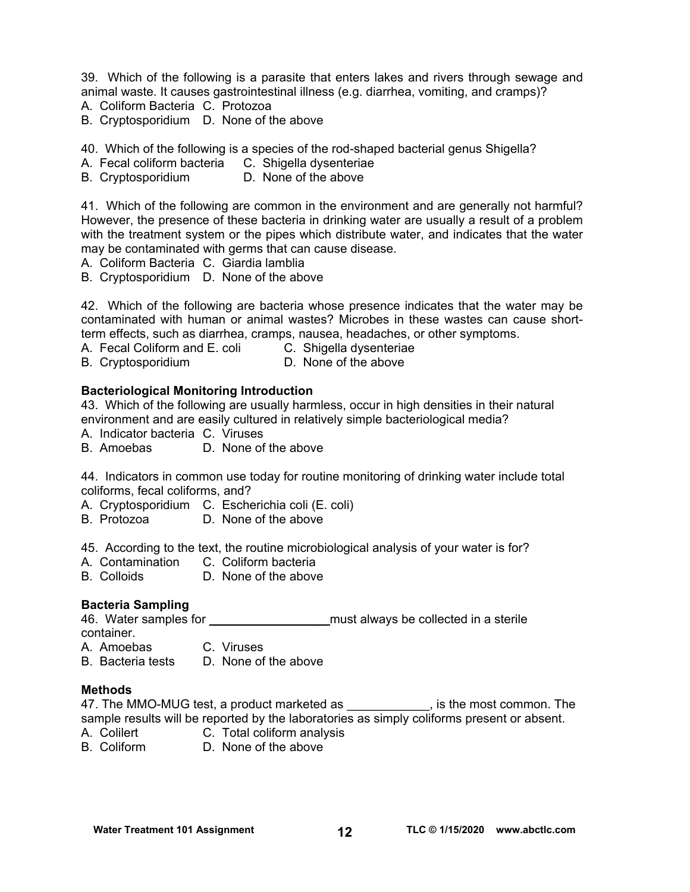39. Which of the following is a parasite that enters lakes and rivers through sewage and animal waste. It causes gastrointestinal illness (e.g. diarrhea, vomiting, and cramps)?
A. Coliform Bacteria C. Protozoa
B. Cryptosporidium D. None of the above

40. Which of the following is a species of the rod-shaped bacterial genus Shigella?
A. Fecal coliform bacteria C. Shigella dysenteriae
B. Cryptosporidium D. None of the above

41. Which of the following are common in the environment and are generally not harmful? However, the presence of these bacteria in drinking water are usually a result of a problem with the treatment system or the pipes which distribute water, and indicates that the water may be contaminated with germs that can cause disease.
A. Coliform Bacteria C. Giardia lamblia
B. Cryptosporidium D. None of the above

42. Which of the following are bacteria whose presence indicates that the water may be contaminated with human or animal wastes? Microbes in these wastes can cause short-term effects, such as diarrhea, cramps, nausea, headaches, or other symptoms.
A. Fecal Coliform and E. coli C. Shigella dysenteriae
B. Cryptosporidium D. None of the above

**Bacteriological Monitoring Introduction**

43. Which of the following are usually harmless, occur in high densities in their natural environment and are easily cultured in relatively simple bacteriological media?
A. Indicator bacteria C. Viruses
B. Amoebas D. None of the above

44. Indicators in common use today for routine monitoring of drinking water include total coliforms, fecal coliforms, and?
A. Cryptosporidium C. Escherichia coli (E. coli)
B. Protozoa D. None of the above

45. According to the text, the routine microbiological analysis of your water is for?
A. Contamination C. Coliform bacteria
B. Colloids D. None of the above

**Bacteria Sampling**

46. Water samples for _________________ must always be collected in a sterile container.
A. Amoebas C. Viruses
B. Bacteria tests D. None of the above

**Methods**

47. The MMO-MUG test, a product marketed as ____________, is the most common. The sample results will be reported by the laboratories as simply coliforms present or absent.
A. Colilert C. Total coliform analysis
B. Coliform D. None of the above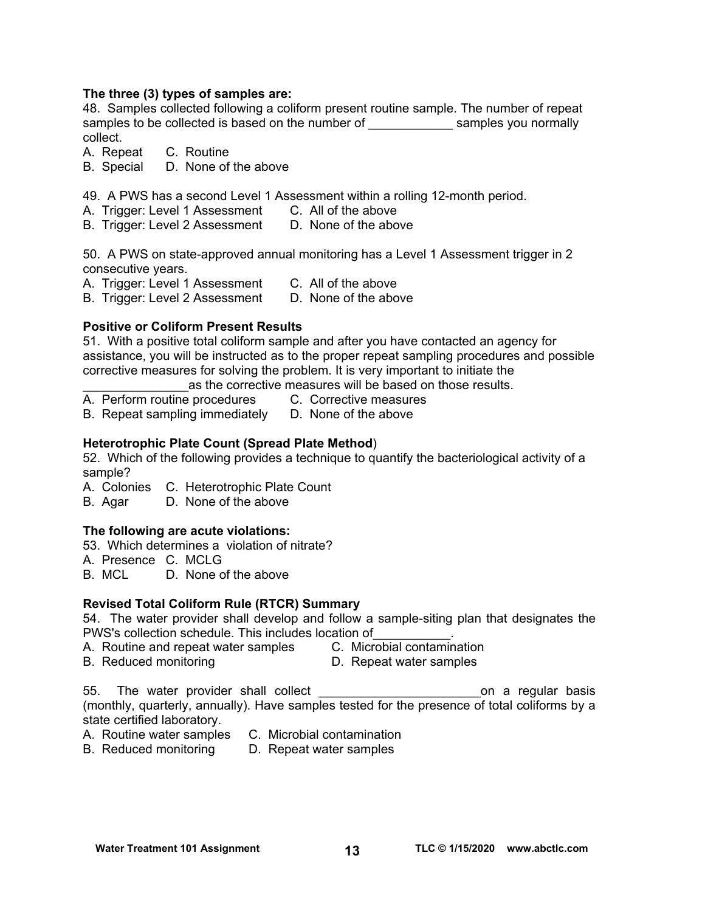**The three (3) types of samples are:**

48. Samples collected following a coliform present routine sample. The number of repeat samples to be collected is based on the number of ____________ samples you normally collect.

A. Repeat    C. Routine
B. Special    D. None of the above

49. A PWS has a second Level 1 Assessment within a rolling 12-month period.

A. Trigger: Level 1 Assessment    C. All of the above
B. Trigger: Level 2 Assessment    D. None of the above

50. A PWS on state-approved annual monitoring has a Level 1 Assessment trigger in 2 consecutive years.

A. Trigger: Level 1 Assessment    C. All of the above
B. Trigger: Level 2 Assessment    D. None of the above

**Positive or Coliform Present Results**

51. With a positive total coliform sample and after you have contacted an agency for assistance, you will be instructed as to the proper repeat sampling procedures and possible corrective measures for solving the problem. It is very important to initiate the _______________as the corrective measures will be based on those results.

A. Perform routine procedures    C. Corrective measures
B. Repeat sampling immediately    D. None of the above

**Heterotrophic Plate Count (Spread Plate Method)**

52. Which of the following provides a technique to quantify the bacteriological activity of a sample?

A. Colonies    C. Heterotrophic Plate Count
B. Agar    D. None of the above

**The following are acute violations:**

53. Which determines a violation of nitrate?

A. Presence    C. MCLG
B. MCL    D. None of the above

**Revised Total Coliform Rule (RTCR) Summary**

54. The water provider shall develop and follow a sample-siting plan that designates the PWS's collection schedule. This includes location of___________.

A. Routine and repeat water samples    C. Microbial contamination
B. Reduced monitoring    D. Repeat water samples

55. The water provider shall collect _______________________on a regular basis (monthly, quarterly, annually). Have samples tested for the presence of total coliforms by a state certified laboratory.

A. Routine water samples    C. Microbial contamination
B. Reduced monitoring    D. Repeat water samples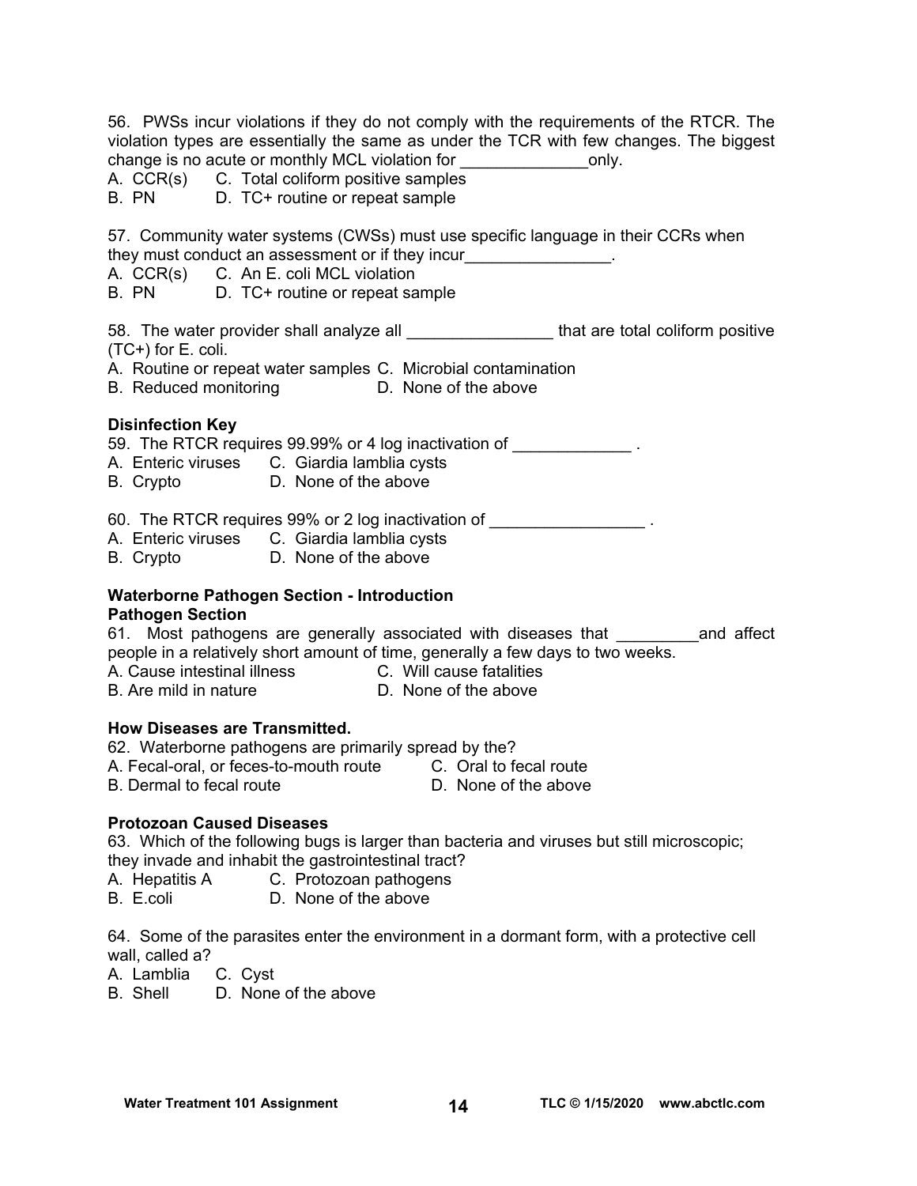56. PWSs incur violations if they do not comply with the requirements of the RTCR. The violation types are essentially the same as under the TCR with few changes. The biggest change is no acute or monthly MCL violation for ______________only.

A. CCR(s)  C. Total coliform positive samples
B. PN  D. TC+ routine or repeat sample

57. Community water systems (CWSs) must use specific language in their CCRs when they must conduct an assessment or if they incur________________.

A. CCR(s)  C. An E. coli MCL violation
B. PN  D. TC+ routine or repeat sample

58. The water provider shall analyze all ________________ that are total coliform positive (TC+) for E. coli.

A. Routine or repeat water samples C. Microbial contamination
B. Reduced monitoring  D. None of the above

**Disinfection Key**

59. The RTCR requires 99.99% or 4 log inactivation of _____________ .

A. Enteric viruses  C. Giardia lamblia cysts
B. Crypto  D. None of the above

60. The RTCR requires 99% or 2 log inactivation of _________________ .

A. Enteric viruses  C. Giardia lamblia cysts
B. Crypto  D. None of the above

**Waterborne Pathogen Section - Introduction**

**Pathogen Section**

61. Most pathogens are generally associated with diseases that _________and affect people in a relatively short amount of time, generally a few days to two weeks.

A. Cause intestinal illness  C. Will cause fatalities
B. Are mild in nature  D. None of the above

**How Diseases are Transmitted.**

62. Waterborne pathogens are primarily spread by the?

A. Fecal-oral, or feces-to-mouth route  C. Oral to fecal route
B. Dermal to fecal route  D. None of the above

**Protozoan Caused Diseases**

63. Which of the following bugs is larger than bacteria and viruses but still microscopic; they invade and inhabit the gastrointestinal tract?

A. Hepatitis A  C. Protozoan pathogens
B. E.coli  D. None of the above

64. Some of the parasites enter the environment in a dormant form, with a protective cell wall, called a?

A. Lamblia  C. Cyst
B. Shell  D. None of the above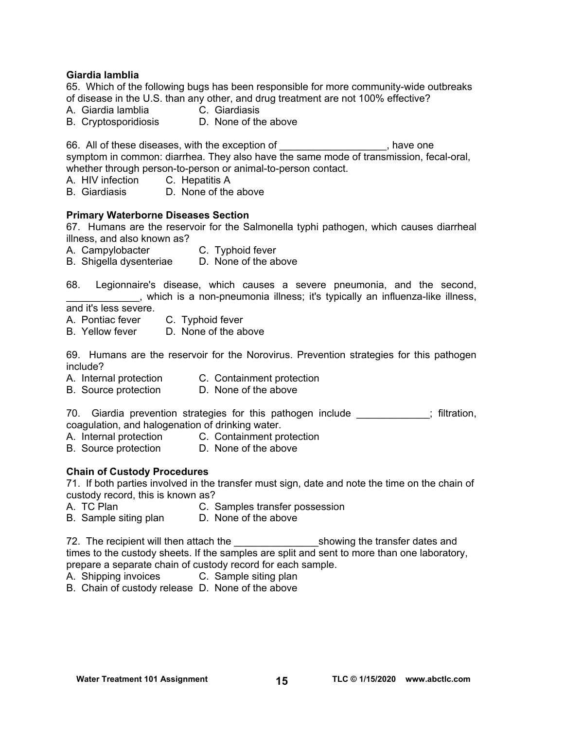**Giardia lamblia**

65. Which of the following bugs has been responsible for more community-wide outbreaks of disease in the U.S. than any other, and drug treatment are not 100% effective?
A. Giardia lamblia C. Giardiasis
B. Cryptosporidiosis D. None of the above

66. All of these diseases, with the exception of ___________________, have one symptom in common: diarrhea. They also have the same mode of transmission, fecal-oral, whether through person-to-person or animal-to-person contact.
A. HIV infection C. Hepatitis A
B. Giardiasis D. None of the above

**Primary Waterborne Diseases Section**

67. Humans are the reservoir for the Salmonella typhi pathogen, which causes diarrheal illness, and also known as?
A. Campylobacter C. Typhoid fever
B. Shigella dysenteriae D. None of the above

68. Legionnaire's disease, which causes a severe pneumonia, and the second, _____________, which is a non-pneumonia illness; it's typically an influenza-like illness, and it's less severe.
A. Pontiac fever C. Typhoid fever
B. Yellow fever D. None of the above

69. Humans are the reservoir for the Norovirus. Prevention strategies for this pathogen include?
A. Internal protection C. Containment protection
B. Source protection D. None of the above

70. Giardia prevention strategies for this pathogen include _____________; filtration, coagulation, and halogenation of drinking water.
A. Internal protection C. Containment protection
B. Source protection D. None of the above

**Chain of Custody Procedures**

71. If both parties involved in the transfer must sign, date and note the time on the chain of custody record, this is known as?
A. TC Plan C. Samples transfer possession
B. Sample siting plan D. None of the above

72. The recipient will then attach the _______________showing the transfer dates and times to the custody sheets. If the samples are split and sent to more than one laboratory, prepare a separate chain of custody record for each sample.
A. Shipping invoices C. Sample siting plan
B. Chain of custody release D. None of the above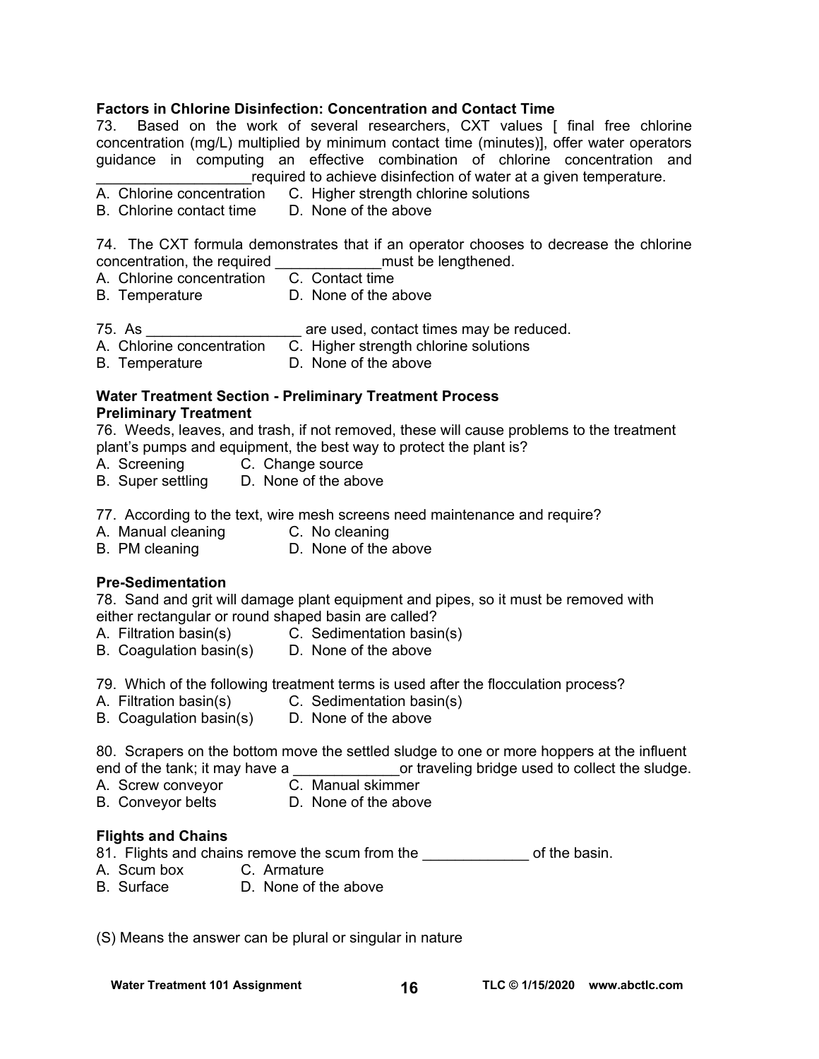**Factors in Chlorine Disinfection: Concentration and Contact Time**

73. Based on the work of several researchers, CXT values [ final free chlorine concentration (mg/L) multiplied by minimum contact time (minutes)], offer water operators guidance in computing an effective combination of chlorine concentration and ___________________required to achieve disinfection of water at a given temperature.

A. Chlorine concentration
B. Chlorine contact time
C. Higher strength chlorine solutions
D. None of the above

74. The CXT formula demonstrates that if an operator chooses to decrease the chlorine concentration, the required _____________must be lengthened.

A. Chlorine concentration
B. Temperature
C. Contact time
D. None of the above

75. As ___________________ are used, contact times may be reduced.

A. Chlorine concentration
B. Temperature
C. Higher strength chlorine solutions
D. None of the above

**Water Treatment Section - Preliminary Treatment Process**

**Preliminary Treatment**

76. Weeds, leaves, and trash, if not removed, these will cause problems to the treatment plant's pumps and equipment, the best way to protect the plant is?

A. Screening
B. Super settling
C. Change source
D. None of the above

77. According to the text, wire mesh screens need maintenance and require?

A. Manual cleaning
B. PM cleaning
C. No cleaning
D. None of the above

**Pre-Sedimentation**

78. Sand and grit will damage plant equipment and pipes, so it must be removed with either rectangular or round shaped basin are called?

A. Filtration basin(s)
B. Coagulation basin(s)
C. Sedimentation basin(s)
D. None of the above

79. Which of the following treatment terms is used after the flocculation process?

A. Filtration basin(s)
B. Coagulation basin(s)
C. Sedimentation basin(s)
D. None of the above

80. Scrapers on the bottom move the settled sludge to one or more hoppers at the influent end of the tank; it may have a _____________or traveling bridge used to collect the sludge.

A. Screw conveyor
B. Conveyor belts
C. Manual skimmer
D. None of the above

**Flights and Chains**

81. Flights and chains remove the scum from the _____________ of the basin.

A. Scum box
B. Surface
C. Armature
D. None of the above

(S) Means the answer can be plural or singular in nature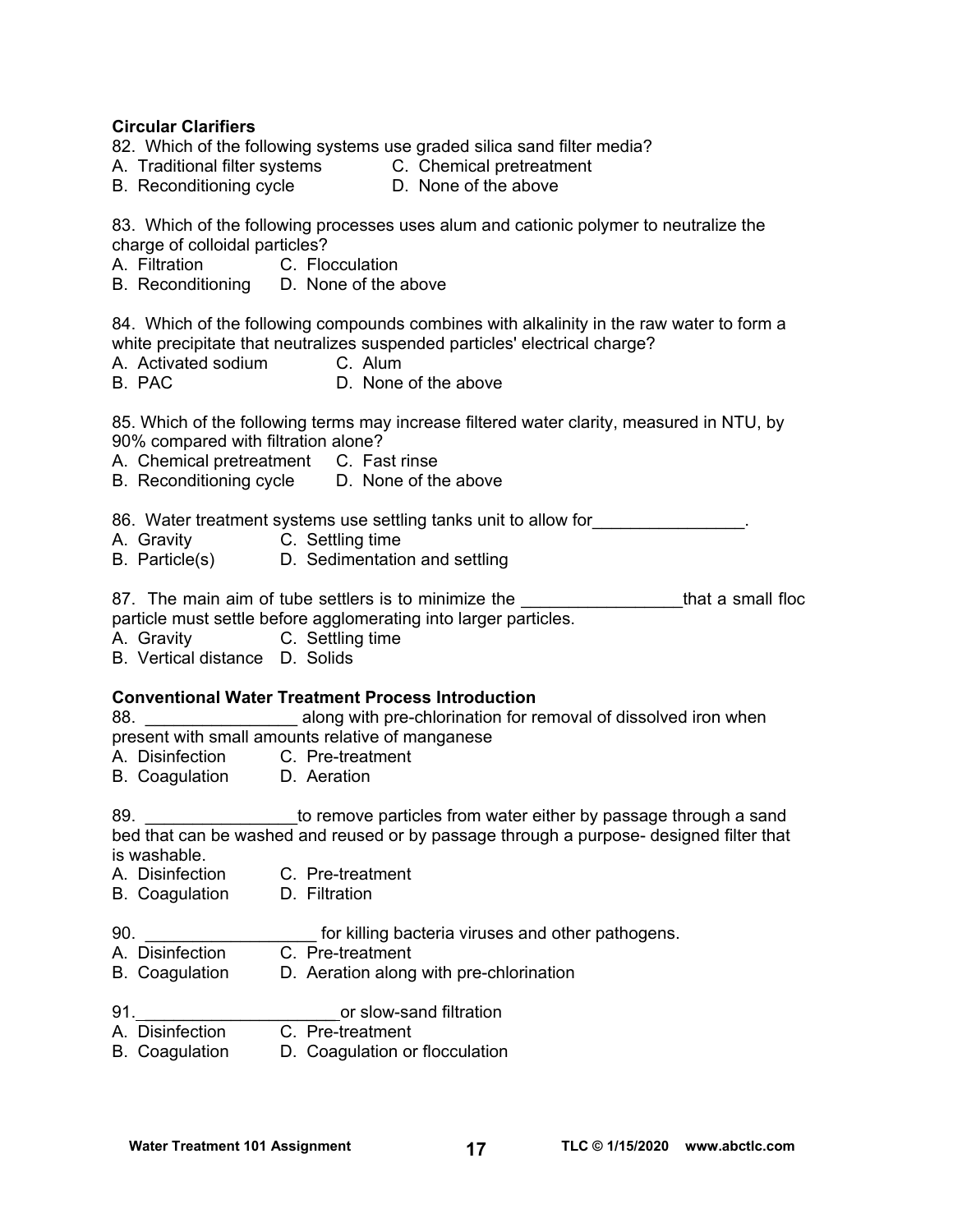**Circular Clarifiers**

82. Which of the following systems use graded silica sand filter media?
A. Traditional filter systems
B. Reconditioning cycle
C. Chemical pretreatment
D. None of the above

83. Which of the following processes uses alum and cationic polymer to neutralize the charge of colloidal particles?
A. Filtration
B. Reconditioning
C. Flocculation
D. None of the above

84. Which of the following compounds combines with alkalinity in the raw water to form a white precipitate that neutralizes suspended particles' electrical charge?
A. Activated sodium
B. PAC
C. Alum
D. None of the above

85. Which of the following terms may increase filtered water clarity, measured in NTU, by 90% compared with filtration alone?
A. Chemical pretreatment
B. Reconditioning cycle
C. Fast rinse
D. None of the above

86. Water treatment systems use settling tanks unit to allow for________________.
A. Gravity
B. Particle(s)
C. Settling time
D. Sedimentation and settling

87. The main aim of tube settlers is to minimize the _________________that a small floc particle must settle before agglomerating into larger particles.
A. Gravity
B. Vertical distance
C. Settling time
D. Solids

**Conventional Water Treatment Process Introduction**

88. ________________ along with pre-chlorination for removal of dissolved iron when present with small amounts relative of manganese
A. Disinfection
B. Coagulation
C. Pre-treatment
D. Aeration

89. ________________to remove particles from water either by passage through a sand bed that can be washed and reused or by passage through a purpose- designed filter that is washable.
A. Disinfection
B. Coagulation
C. Pre-treatment
D. Filtration

90. __________________ for killing bacteria viruses and other pathogens.
A. Disinfection
B. Coagulation
C. Pre-treatment
D. Aeration along with pre-chlorination

91.______________________or slow-sand filtration
A. Disinfection
B. Coagulation
C. Pre-treatment
D. Coagulation or flocculation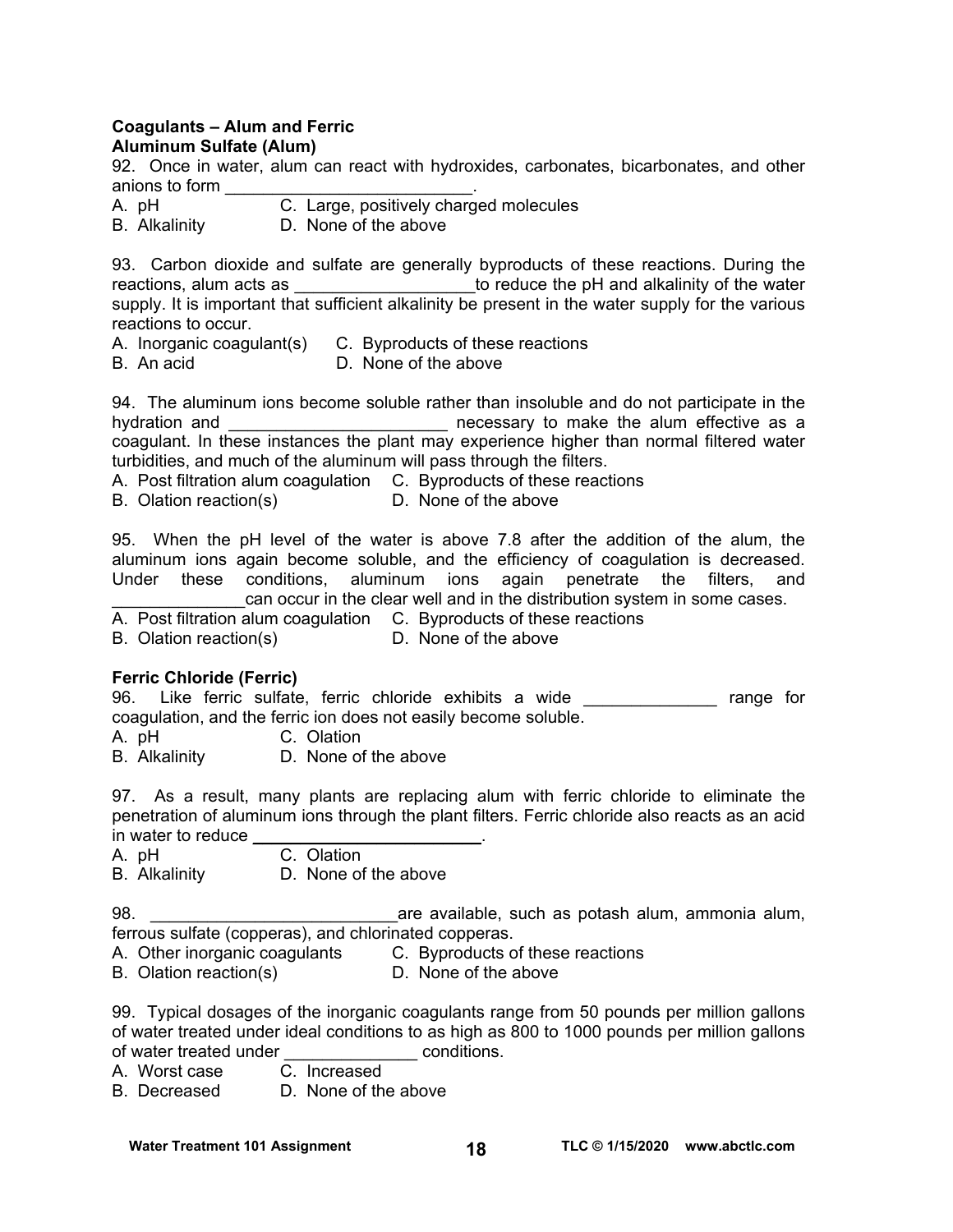**Coagulants – Alum and Ferric**

**Aluminum Sulfate (Alum)**

92. Once in water, alum can react with hydroxides, carbonates, bicarbonates, and other anions to form ________________________.

A. pH  
B. Alkalinity  
C. Large, positively charged molecules  
D. None of the above

93. Carbon dioxide and sulfate are generally byproducts of these reactions. During the reactions, alum acts as __________________to reduce the pH and alkalinity of the water supply. It is important that sufficient alkalinity be present in the water supply for the various reactions to occur.

A. Inorganic coagulant(s)  
B. An acid  
C. Byproducts of these reactions  
D. None of the above

94. The aluminum ions become soluble rather than insoluble and do not participate in the hydration and ______________________ necessary to make the alum effective as a coagulant. In these instances the plant may experience higher than normal filtered water turbidities, and much of the aluminum will pass through the filters.

A. Post filtration alum coagulation  
B. Olation reaction(s)  
C. Byproducts of these reactions  
D. None of the above

95. When the pH level of the water is above 7.8 after the addition of the alum, the aluminum ions again become soluble, and the efficiency of coagulation is decreased. Under these conditions, aluminum ions again penetrate the filters, and _____________can occur in the clear well and in the distribution system in some cases.

A. Post filtration alum coagulation  
B. Olation reaction(s)  
C. Byproducts of these reactions  
D. None of the above

**Ferric Chloride (Ferric)**

96. Like ferric sulfate, ferric chloride exhibits a wide _____________ range for coagulation, and the ferric ion does not easily become soluble.

A. pH  
B. Alkalinity  
C. Olation  
D. None of the above

97. As a result, many plants are replacing alum with ferric chloride to eliminate the penetration of aluminum ions through the plant filters. Ferric chloride also reacts as an acid in water to reduce ______________________.

A. pH  
B. Alkalinity  
C. Olation  
D. None of the above

98. ________________________are available, such as potash alum, ammonia alum, ferrous sulfate (copperas), and chlorinated copperas.

A. Other inorganic coagulants  
B. Olation reaction(s)  
C. Byproducts of these reactions  
D. None of the above

99. Typical dosages of the inorganic coagulants range from 50 pounds per million gallons of water treated under ideal conditions to as high as 800 to 1000 pounds per million gallons of water treated under _____________ conditions.

A. Worst case  
B. Decreased  
C. Increased  
D. None of the above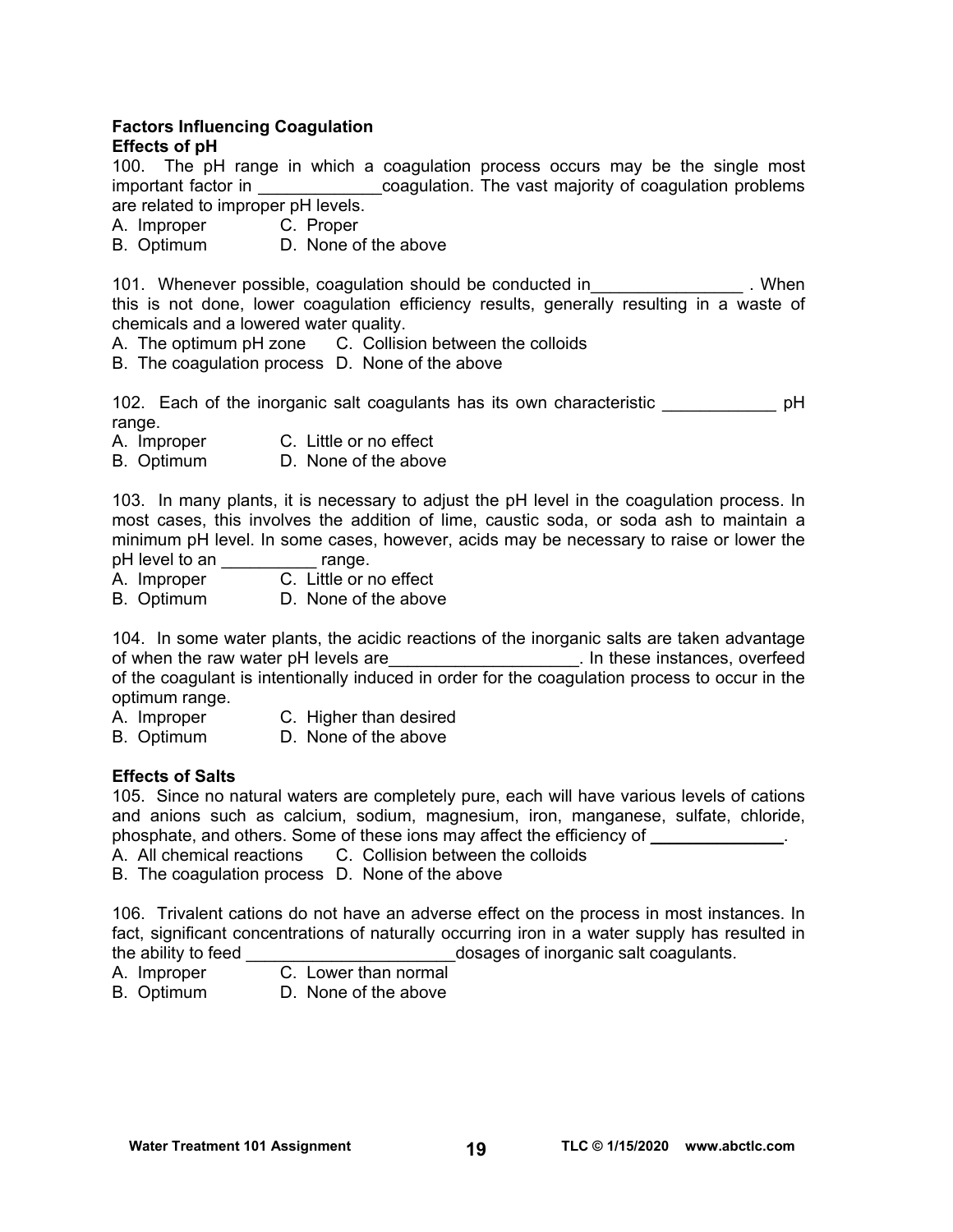**Factors Influencing Coagulation**

**Effects of pH**

100. The pH range in which a coagulation process occurs may be the single most important factor in _____________coagulation. The vast majority of coagulation problems are related to improper pH levels.

A. Improper C. Proper
B. Optimum D. None of the above

101. Whenever possible, coagulation should be conducted in________________ . When this is not done, lower coagulation efficiency results, generally resulting in a waste of chemicals and a lowered water quality.

A. The optimum pH zone C. Collision between the colloids
B. The coagulation process D. None of the above

102. Each of the inorganic salt coagulants has its own characteristic ____________ pH range.

A. Improper C. Little or no effect
B. Optimum D. None of the above

103. In many plants, it is necessary to adjust the pH level in the coagulation process. In most cases, this involves the addition of lime, caustic soda, or soda ash to maintain a minimum pH level. In some cases, however, acids may be necessary to raise or lower the pH level to an __________ range.

A. Improper C. Little or no effect
B. Optimum D. None of the above

104. In some water plants, the acidic reactions of the inorganic salts are taken advantage of when the raw water pH levels are____________________. In these instances, overfeed of the coagulant is intentionally induced in order for the coagulation process to occur in the optimum range.

A. Improper C. Higher than desired
B. Optimum D. None of the above

**Effects of Salts**

105. Since no natural waters are completely pure, each will have various levels of cations and anions such as calcium, sodium, magnesium, iron, manganese, sulfate, chloride, phosphate, and others. Some of these ions may affect the efficiency of ______________.

A. All chemical reactions C. Collision between the colloids
B. The coagulation process D. None of the above

106. Trivalent cations do not have an adverse effect on the process in most instances. In fact, significant concentrations of naturally occurring iron in a water supply has resulted in the ability to feed ______________________dosages of inorganic salt coagulants.

A. Improper C. Lower than normal
B. Optimum D. None of the above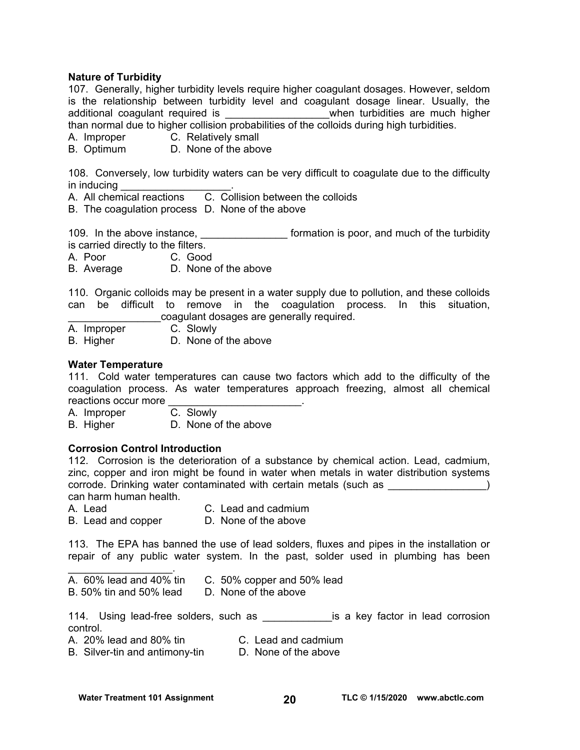**Nature of Turbidity**

107. Generally, higher turbidity levels require higher coagulant dosages. However, seldom is the relationship between turbidity level and coagulant dosage linear. Usually, the additional coagulant required is _________________when turbidities are much higher than normal due to higher collision probabilities of the colloids during high turbidities.

A. Improper C. Relatively small
B. Optimum D. None of the above

108. Conversely, low turbidity waters can be very difficult to coagulate due to the difficulty in inducing ___________________.

A. All chemical reactions C. Collision between the colloids
B. The coagulation process D. None of the above

109. In the above instance, _______________ formation is poor, and much of the turbidity is carried directly to the filters.

A. Poor C. Good
B. Average D. None of the above

110. Organic colloids may be present in a water supply due to pollution, and these colloids can be difficult to remove in the coagulation process. In this situation, ________________coagulant dosages are generally required.

A. Improper C. Slowly
B. Higher D. None of the above

**Water Temperature**

111. Cold water temperatures can cause two factors which add to the difficulty of the coagulation process. As water temperatures approach freezing, almost all chemical reactions occur more _______________________.

A. Improper C. Slowly
B. Higher D. None of the above

**Corrosion Control Introduction**

112. Corrosion is the deterioration of a substance by chemical action. Lead, cadmium, zinc, copper and iron might be found in water when metals in water distribution systems corrode. Drinking water contaminated with certain metals (such as _________________) can harm human health.

A. Lead C. Lead and cadmium
B. Lead and copper D. None of the above

113. The EPA has banned the use of lead solders, fluxes and pipes in the installation or repair of any public water system. In the past, solder used in plumbing has been _________________.

A. 60% lead and 40% tin C. 50% copper and 50% lead
B. 50% tin and 50% lead D. None of the above

114. Using lead-free solders, such as ____________is a key factor in lead corrosion control.

A. 20% lead and 80% tin C. Lead and cadmium
B. Silver-tin and antimony-tin D. None of the above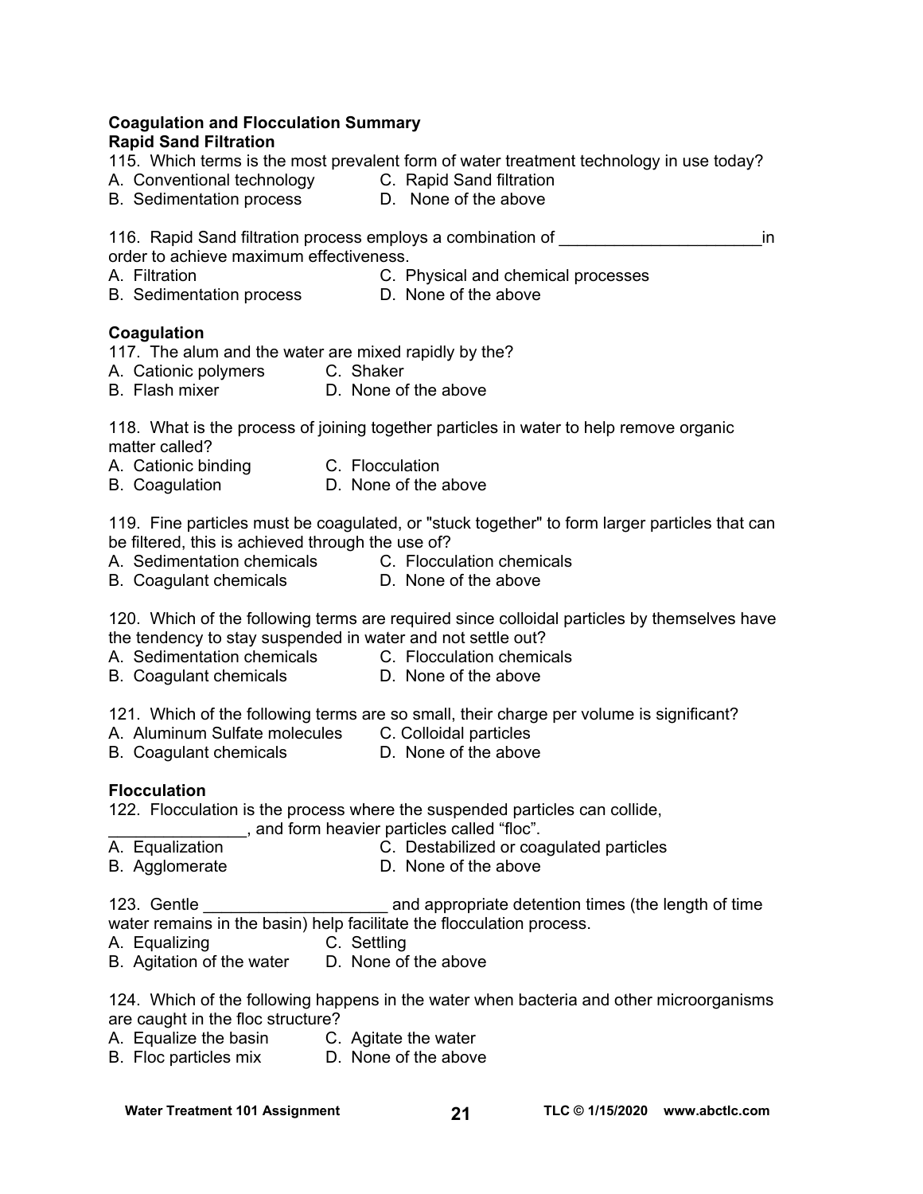**Coagulation and Flocculation Summary**
**Rapid Sand Filtration**

115. Which terms is the most prevalent form of water treatment technology in use today?
A. Conventional technology
B. Sedimentation process
C. Rapid Sand filtration
D. None of the above

116. Rapid Sand filtration process employs a combination of ______________________in order to achieve maximum effectiveness.
A. Filtration
B. Sedimentation process
C. Physical and chemical processes
D. None of the above

**Coagulation**

117. The alum and the water are mixed rapidly by the?
A. Cationic polymers
B. Flash mixer
C. Shaker
D. None of the above

118. What is the process of joining together particles in water to help remove organic matter called?
A. Cationic binding
B. Coagulation
C. Flocculation
D. None of the above

119. Fine particles must be coagulated, or "stuck together" to form larger particles that can be filtered, this is achieved through the use of?
A. Sedimentation chemicals
B. Coagulant chemicals
C. Flocculation chemicals
D. None of the above

120. Which of the following terms are required since colloidal particles by themselves have the tendency to stay suspended in water and not settle out?
A. Sedimentation chemicals
B. Coagulant chemicals
C. Flocculation chemicals
D. None of the above

121. Which of the following terms are so small, their charge per volume is significant?
A. Aluminum Sulfate molecules
B. Coagulant chemicals
C. Colloidal particles
D. None of the above

**Flocculation**

122. Flocculation is the process where the suspended particles can collide, _______________, and form heavier particles called "floc".
A. Equalization
B. Agglomerate
C. Destabilized or coagulated particles
D. None of the above

123. Gentle ____________________ and appropriate detention times (the length of time water remains in the basin) help facilitate the flocculation process.
A. Equalizing
B. Agitation of the water
C. Settling
D. None of the above

124. Which of the following happens in the water when bacteria and other microorganisms are caught in the floc structure?
A. Equalize the basin
B. Floc particles mix
C. Agitate the water
D. None of the above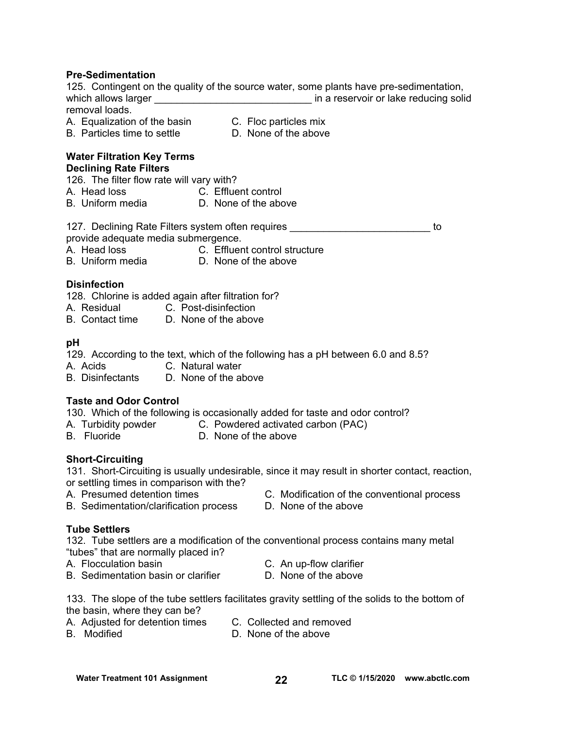**Pre-Sedimentation**

125. Contingent on the quality of the source water, some plants have pre-sedimentation, which allows larger ____________________________ in a reservoir or lake reducing solid removal loads.

A. Equalization of the basin
B. Particles time to settle
C. Floc particles mix
D. None of the above

**Water Filtration Key Terms**

**Declining Rate Filters**

126. The filter flow rate will vary with?

A. Head loss
B. Uniform media
C. Effluent control
D. None of the above

127. Declining Rate Filters system often requires _________________________ to provide adequate media submergence.

A. Head loss
B. Uniform media
C. Effluent control structure
D. None of the above

**Disinfection**

128. Chlorine is added again after filtration for?

A. Residual
B. Contact time
C. Post-disinfection
D. None of the above

**pH**

129. According to the text, which of the following has a pH between 6.0 and 8.5?

A. Acids
B. Disinfectants
C. Natural water
D. None of the above

**Taste and Odor Control**

130. Which of the following is occasionally added for taste and odor control?

A. Turbidity powder
B. Fluoride
C. Powdered activated carbon (PAC)
D. None of the above

**Short-Circuiting**

131. Short-Circuiting is usually undesirable, since it may result in shorter contact, reaction, or settling times in comparison with the?

A. Presumed detention times
B. Sedimentation/clarification process
C. Modification of the conventional process
D. None of the above

**Tube Settlers**

132. Tube settlers are a modification of the conventional process contains many metal "tubes" that are normally placed in?

A. Flocculation basin
B. Sedimentation basin or clarifier
C. An up-flow clarifier
D. None of the above

133. The slope of the tube settlers facilitates gravity settling of the solids to the bottom of the basin, where they can be?

A. Adjusted for detention times
B. Modified
C. Collected and removed
D. None of the above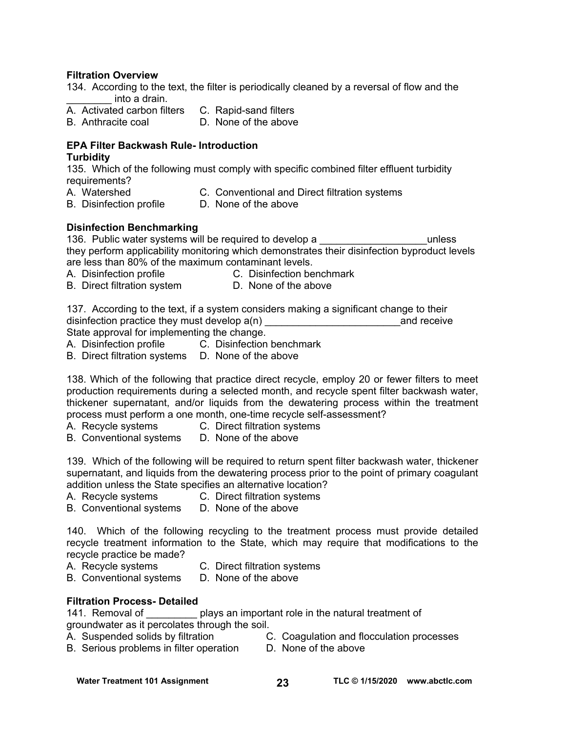**Filtration Overview**

134. According to the text, the filter is periodically cleaned by a reversal of flow and the ________ into a drain.
A. Activated carbon filters C. Rapid-sand filters
B. Anthracite coal D. None of the above

**EPA Filter Backwash Rule- Introduction**
**Turbidity**

135. Which of the following must comply with specific combined filter effluent turbidity requirements?
A. Watershed C. Conventional and Direct filtration systems
B. Disinfection profile D. None of the above

**Disinfection Benchmarking**

136. Public water systems will be required to develop a ___________________unless they perform applicability monitoring which demonstrates their disinfection byproduct levels are less than 80% of the maximum contaminant levels.
A. Disinfection profile C. Disinfection benchmark
B. Direct filtration system D. None of the above

137. According to the text, if a system considers making a significant change to their disinfection practice they must develop a(n) ________________________and receive State approval for implementing the change.
A. Disinfection profile C. Disinfection benchmark
B. Direct filtration systems D. None of the above

138. Which of the following that practice direct recycle, employ 20 or fewer filters to meet production requirements during a selected month, and recycle spent filter backwash water, thickener supernatant, and/or liquids from the dewatering process within the treatment process must perform a one month, one-time recycle self-assessment?
A. Recycle systems C. Direct filtration systems
B. Conventional systems D. None of the above

139. Which of the following will be required to return spent filter backwash water, thickener supernatant, and liquids from the dewatering process prior to the point of primary coagulant addition unless the State specifies an alternative location?
A. Recycle systems C. Direct filtration systems
B. Conventional systems D. None of the above

140. Which of the following recycling to the treatment process must provide detailed recycle treatment information to the State, which may require that modifications to the recycle practice be made?
A. Recycle systems C. Direct filtration systems
B. Conventional systems D. None of the above

**Filtration Process- Detailed**

141. Removal of _________ plays an important role in the natural treatment of groundwater as it percolates through the soil.
A. Suspended solids by filtration C. Coagulation and flocculation processes
B. Serious problems in filter operation D. None of the above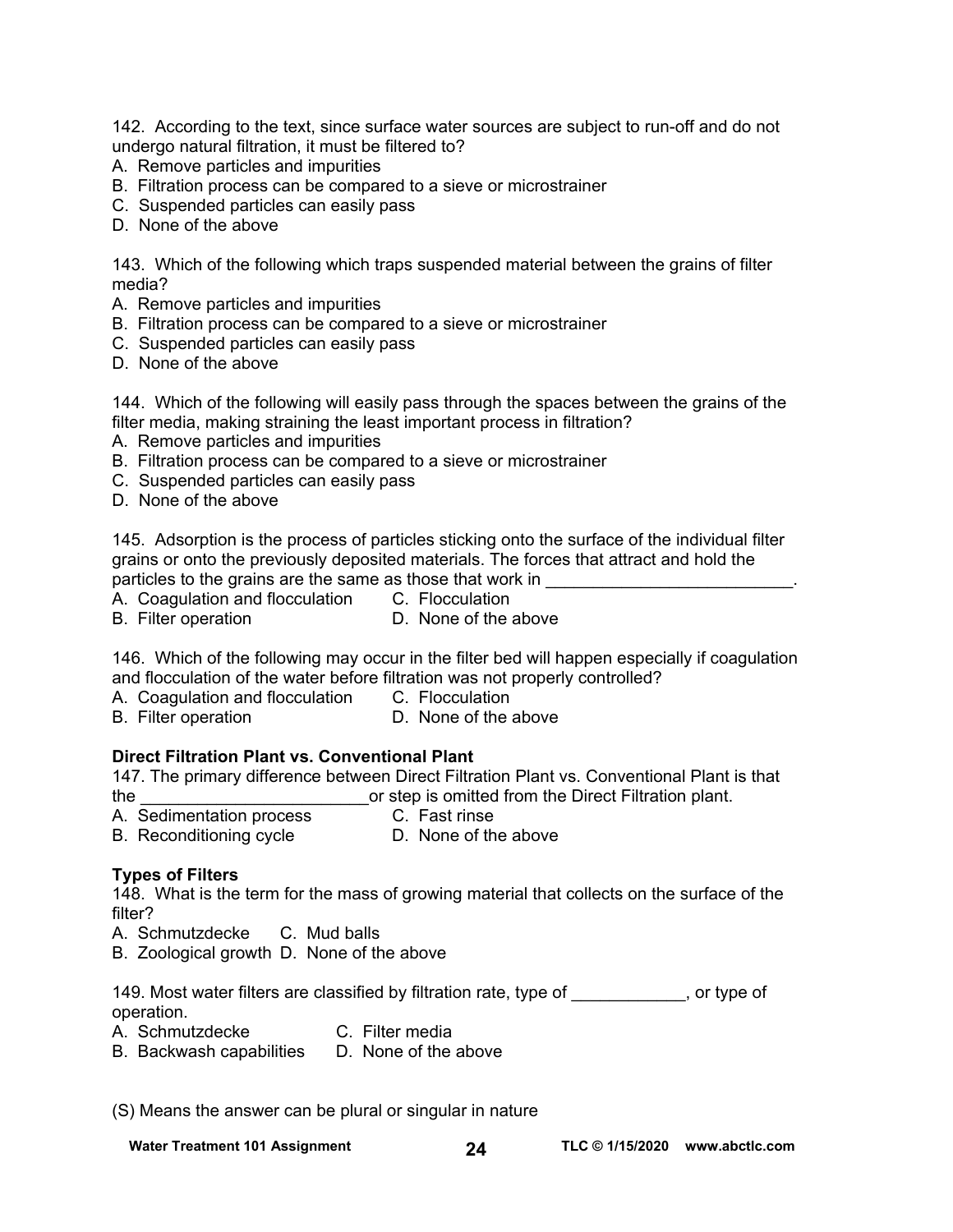142. According to the text, since surface water sources are subject to run-off and do not undergo natural filtration, it must be filtered to?
A. Remove particles and impurities
B. Filtration process can be compared to a sieve or microstrainer
C. Suspended particles can easily pass
D. None of the above

143. Which of the following which traps suspended material between the grains of filter media?
A. Remove particles and impurities
B. Filtration process can be compared to a sieve or microstrainer
C. Suspended particles can easily pass
D. None of the above

144. Which of the following will easily pass through the spaces between the grains of the filter media, making straining the least important process in filtration?
A. Remove particles and impurities
B. Filtration process can be compared to a sieve or microstrainer
C. Suspended particles can easily pass
D. None of the above

145. Adsorption is the process of particles sticking onto the surface of the individual filter grains or onto the previously deposited materials. The forces that attract and hold the particles to the grains are the same as those that work in ___________________________.
A. Coagulation and flocculation
B. Filter operation
C. Flocculation
D. None of the above

146. Which of the following may occur in the filter bed will happen especially if coagulation and flocculation of the water before filtration was not properly controlled?
A. Coagulation and flocculation
B. Filter operation
C. Flocculation
D. None of the above

**Direct Filtration Plant vs. Conventional Plant**

147. The primary difference between Direct Filtration Plant vs. Conventional Plant is that the _________________________or step is omitted from the Direct Filtration plant.
A. Sedimentation process
B. Reconditioning cycle
C. Fast rinse
D. None of the above

**Types of Filters**

148. What is the term for the mass of growing material that collects on the surface of the filter?
A. Schmutzdecke
B. Zoological growth
C. Mud balls
D. None of the above

149. Most water filters are classified by filtration rate, type of ____________, or type of operation.
A. Schmutzdecke
B. Backwash capabilities
C. Filter media
D. None of the above

(S) Means the answer can be plural or singular in nature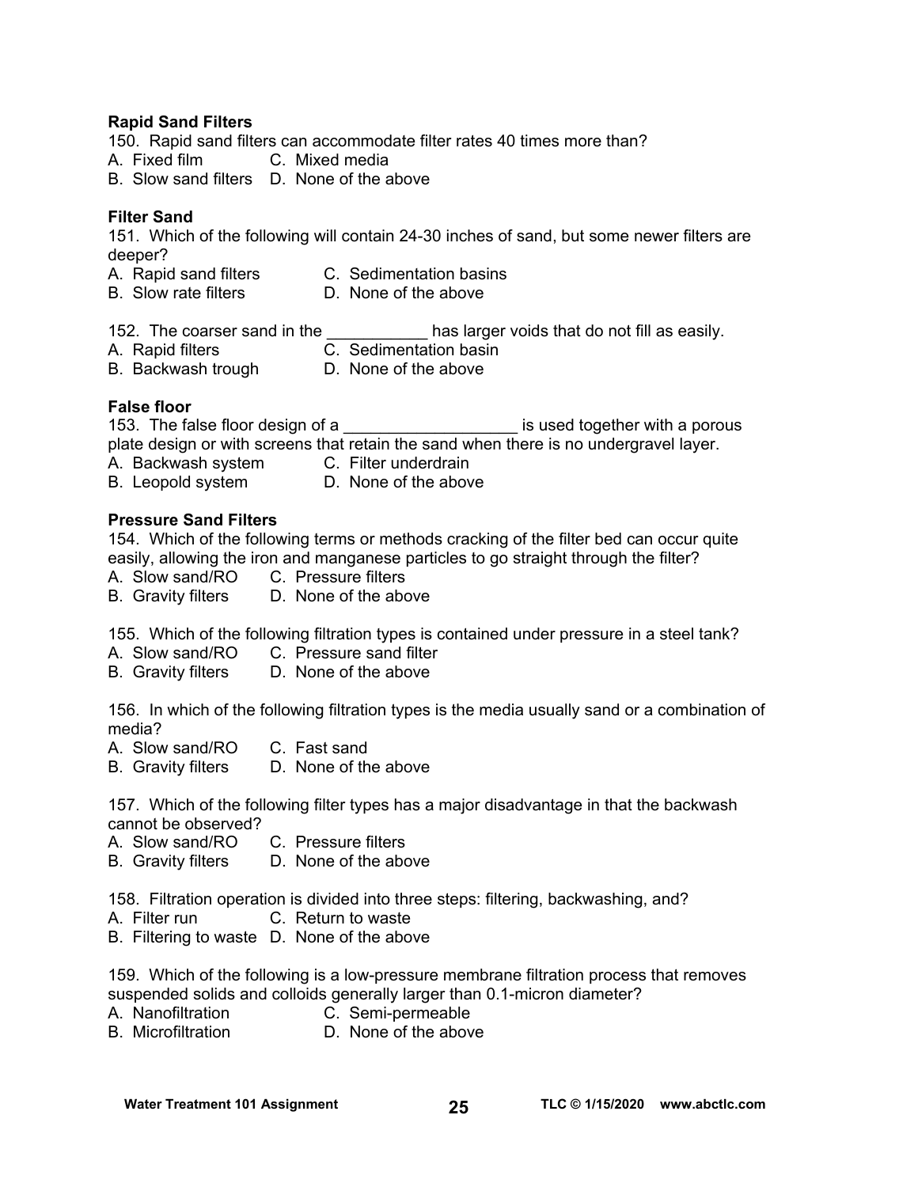**Rapid Sand Filters**

150. Rapid sand filters can accommodate filter rates 40 times more than?

A. Fixed film C. Mixed media
B. Slow sand filters D. None of the above

**Filter Sand**

151. Which of the following will contain 24-30 inches of sand, but some newer filters are deeper?

A. Rapid sand filters C. Sedimentation basins
B. Slow rate filters D. None of the above

152. The coarser sand in the ___________ has larger voids that do not fill as easily.

A. Rapid filters C. Sedimentation basin
B. Backwash trough D. None of the above

**False floor**

153. The false floor design of a ___________________ is used together with a porous plate design or with screens that retain the sand when there is no undergravel layer.

A. Backwash system C. Filter underdrain
B. Leopold system D. None of the above

**Pressure Sand Filters**

154. Which of the following terms or methods cracking of the filter bed can occur quite easily, allowing the iron and manganese particles to go straight through the filter?

A. Slow sand/RO C. Pressure filters
B. Gravity filters D. None of the above

155. Which of the following filtration types is contained under pressure in a steel tank?

A. Slow sand/RO C. Pressure sand filter
B. Gravity filters D. None of the above

156. In which of the following filtration types is the media usually sand or a combination of media?

A. Slow sand/RO C. Fast sand
B. Gravity filters D. None of the above

157. Which of the following filter types has a major disadvantage in that the backwash cannot be observed?

A. Slow sand/RO C. Pressure filters
B. Gravity filters D. None of the above

158. Filtration operation is divided into three steps: filtering, backwashing, and?

A. Filter run C. Return to waste
B. Filtering to waste D. None of the above

159. Which of the following is a low-pressure membrane filtration process that removes suspended solids and colloids generally larger than 0.1-micron diameter?

A. Nanofiltration C. Semi-permeable
B. Microfiltration D. None of the above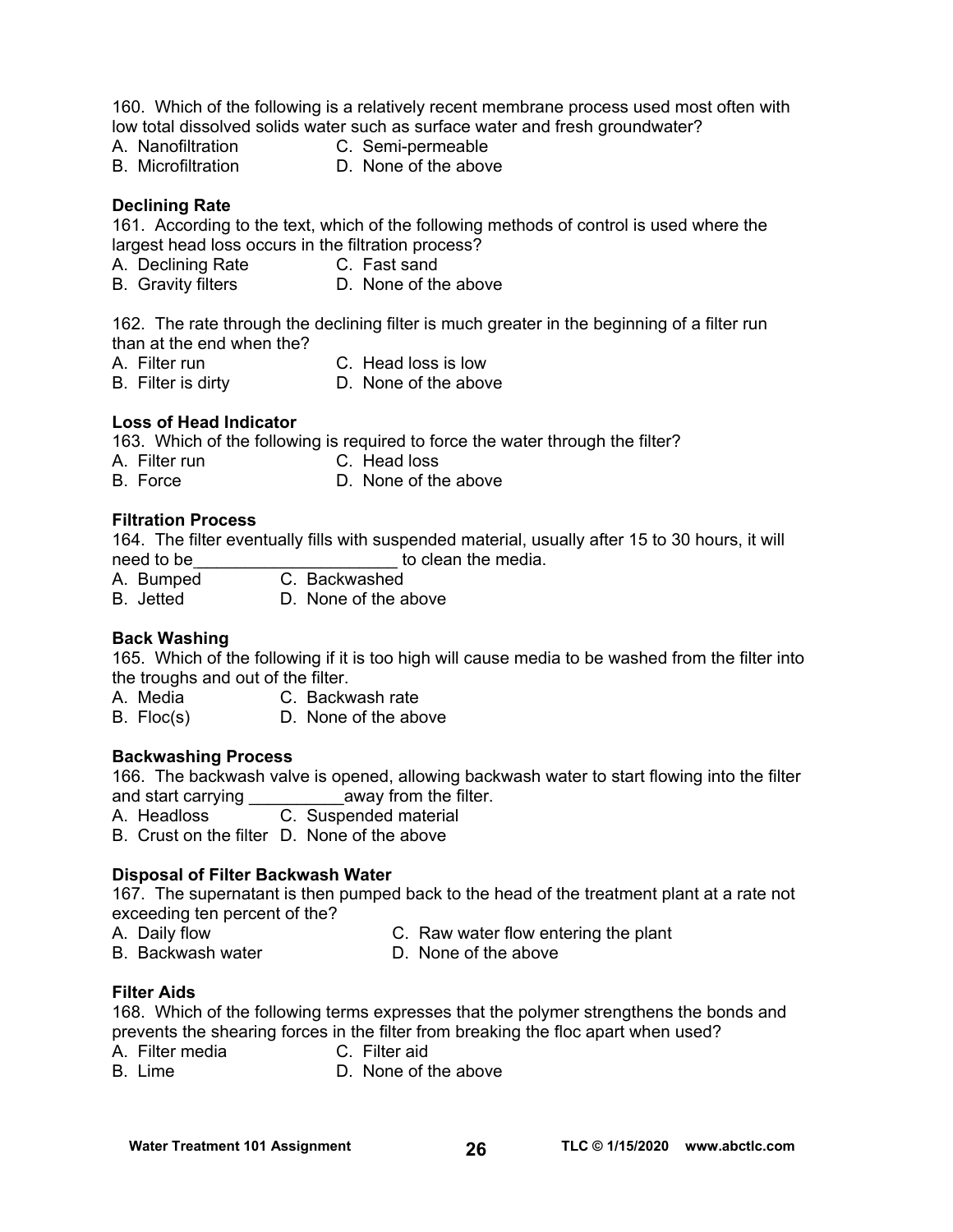160. Which of the following is a relatively recent membrane process used most often with low total dissolved solids water such as surface water and fresh groundwater?

A. Nanofiltration  
B. Microfiltration  
C. Semi-permeable  
D. None of the above

**Declining Rate**

161. According to the text, which of the following methods of control is used where the largest head loss occurs in the filtration process?

A. Declining Rate  
B. Gravity filters  
C. Fast sand  
D. None of the above

162. The rate through the declining filter is much greater in the beginning of a filter run than at the end when the?

A. Filter run  
B. Filter is dirty  
C. Head loss is low  
D. None of the above

**Loss of Head Indicator**

163. Which of the following is required to force the water through the filter?

A. Filter run  
B. Force  
C. Head loss  
D. None of the above

**Filtration Process**

164. The filter eventually fills with suspended material, usually after 15 to 30 hours, it will need to be______________________ to clean the media.

A. Bumped  
B. Jetted  
C. Backwashed  
D. None of the above

**Back Washing**

165. Which of the following if it is too high will cause media to be washed from the filter into the troughs and out of the filter.

A. Media  
B. Floc(s)  
C. Backwash rate  
D. None of the above

**Backwashing Process**

166. The backwash valve is opened, allowing backwash water to start flowing into the filter and start carrying __________away from the filter.

A. Headloss  
B. Crust on the filter  
C. Suspended material  
D. None of the above

**Disposal of Filter Backwash Water**

167. The supernatant is then pumped back to the head of the treatment plant at a rate not exceeding ten percent of the?

A. Daily flow  
B. Backwash water  
C. Raw water flow entering the plant  
D. None of the above

**Filter Aids**

168. Which of the following terms expresses that the polymer strengthens the bonds and prevents the shearing forces in the filter from breaking the floc apart when used?

A. Filter media  
B. Lime  
C. Filter aid  
D. None of the above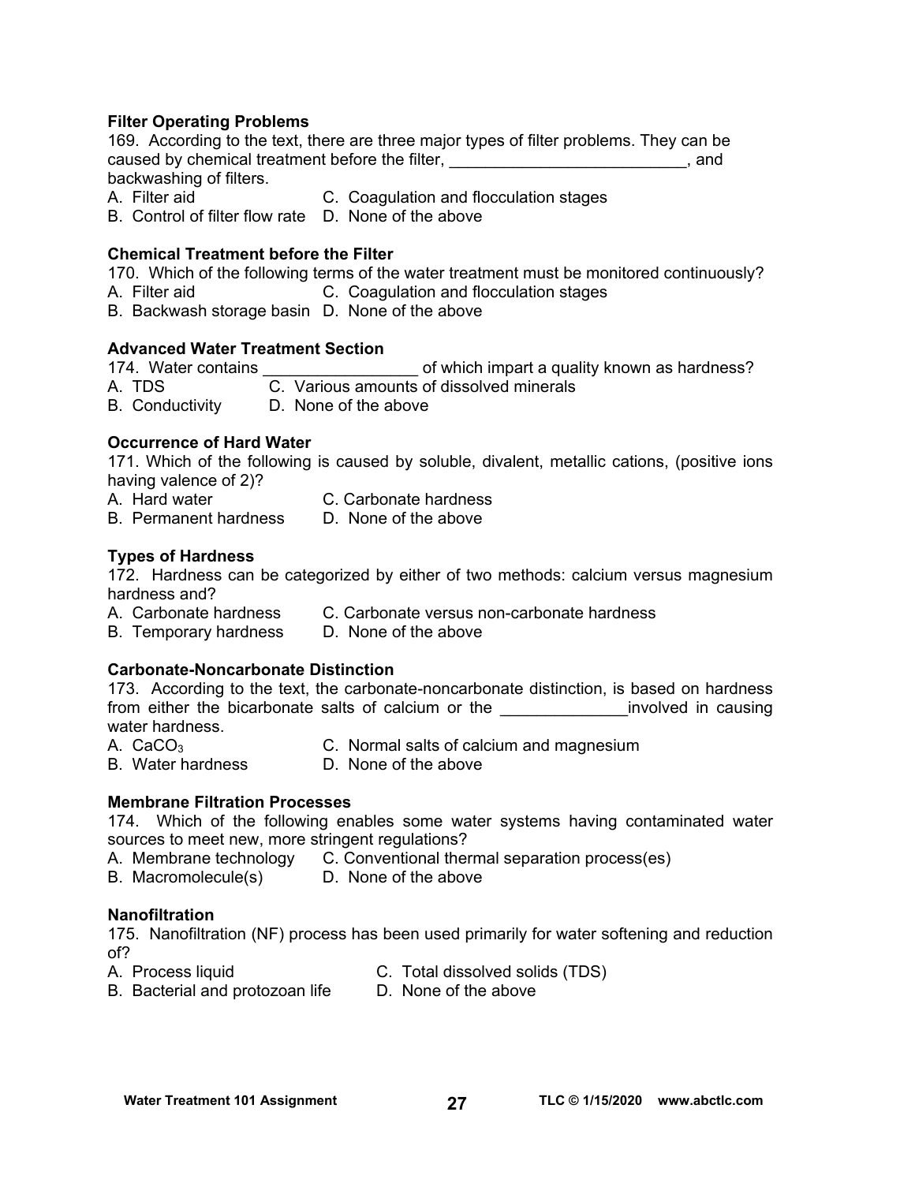**Filter Operating Problems**

169. According to the text, there are three major types of filter problems. They can be caused by chemical treatment before the filter, __________________________, and backwashing of filters.

A. Filter aid
B. Control of filter flow rate
C. Coagulation and flocculation stages
D. None of the above

**Chemical Treatment before the Filter**

170. Which of the following terms of the water treatment must be monitored continuously?

A. Filter aid
B. Backwash storage basin
C. Coagulation and flocculation stages
D. None of the above

**Advanced Water Treatment Section**

174. Water contains _________________ of which impart a quality known as hardness?

A. TDS
B. Conductivity
C. Various amounts of dissolved minerals
D. None of the above

**Occurrence of Hard Water**

171. Which of the following is caused by soluble, divalent, metallic cations, (positive ions having valence of 2)?

A. Hard water
B. Permanent hardness
C. Carbonate hardness
D. None of the above

**Types of Hardness**

172. Hardness can be categorized by either of two methods: calcium versus magnesium hardness and?

A. Carbonate hardness
B. Temporary hardness
C. Carbonate versus non-carbonate hardness
D. None of the above

**Carbonate-Noncarbonate Distinction**

173. According to the text, the carbonate-noncarbonate distinction, is based on hardness from either the bicarbonate salts of calcium or the ______________involved in causing water hardness.

A. $CaCO_3$
B. Water hardness
C. Normal salts of calcium and magnesium
D. None of the above

**Membrane Filtration Processes**

174. Which of the following enables some water systems having contaminated water sources to meet new, more stringent regulations?

A. Membrane technology
B. Macromolecule(s)
C. Conventional thermal separation process(es)
D. None of the above

**Nanofiltration**

175. Nanofiltration (NF) process has been used primarily for water softening and reduction of?

A. Process liquid
B. Bacterial and protozoan life
C. Total dissolved solids (TDS)
D. None of the above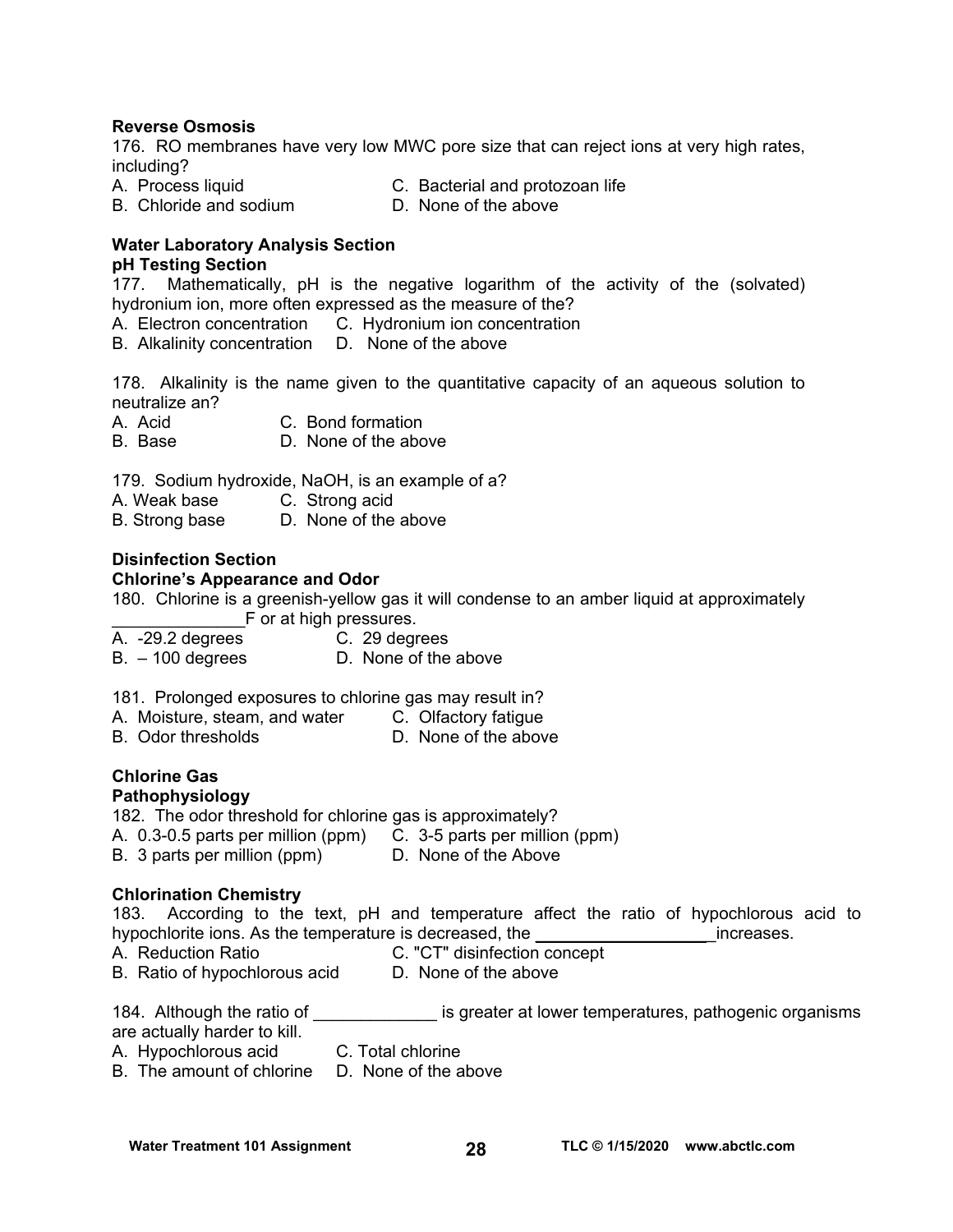**Reverse Osmosis**

176. RO membranes have very low MWC pore size that can reject ions at very high rates, including?

A. Process liquid
B. Chloride and sodium
C. Bacterial and protozoan life
D. None of the above

**Water Laboratory Analysis Section**

**pH Testing Section**

177. Mathematically, pH is the negative logarithm of the activity of the (solvated) hydronium ion, more often expressed as the measure of the?

A. Electron concentration
B. Alkalinity concentration
C. Hydronium ion concentration
D. None of the above

178. Alkalinity is the name given to the quantitative capacity of an aqueous solution to neutralize an?

A. Acid
B. Base
C. Bond formation
D. None of the above

179. Sodium hydroxide, $NaOH$, is an example of a?

A. Weak base
B. Strong base
C. Strong acid
D. None of the above

**Disinfection Section**

**Chlorine's Appearance and Odor**

180. Chlorine is a greenish-yellow gas it will condense to an amber liquid at approximately ______________F or at high pressures.

A. -29.2 degrees
B. – 100 degrees
C. 29 degrees
D. None of the above

181. Prolonged exposures to chlorine gas may result in?

A. Moisture, steam, and water
B. Odor thresholds
C. Olfactory fatigue
D. None of the above

**Chlorine Gas**

**Pathophysiology**

182. The odor threshold for chlorine gas is approximately?

A. 0.3-0.5 parts per million (ppm)
B. 3 parts per million (ppm)
C. 3-5 parts per million (ppm)
D. None of the Above

**Chlorination Chemistry**

183. According to the text, pH and temperature affect the ratio of hypochlorous acid to hypochlorite ions. As the temperature is decreased, the __________________ increases.

A. Reduction Ratio
B. Ratio of hypochlorous acid
C. "CT" disinfection concept
D. None of the above

184. Although the ratio of _____________ is greater at lower temperatures, pathogenic organisms are actually harder to kill.

A. Hypochlorous acid
B. The amount of chlorine
C. Total chlorine
D. None of the above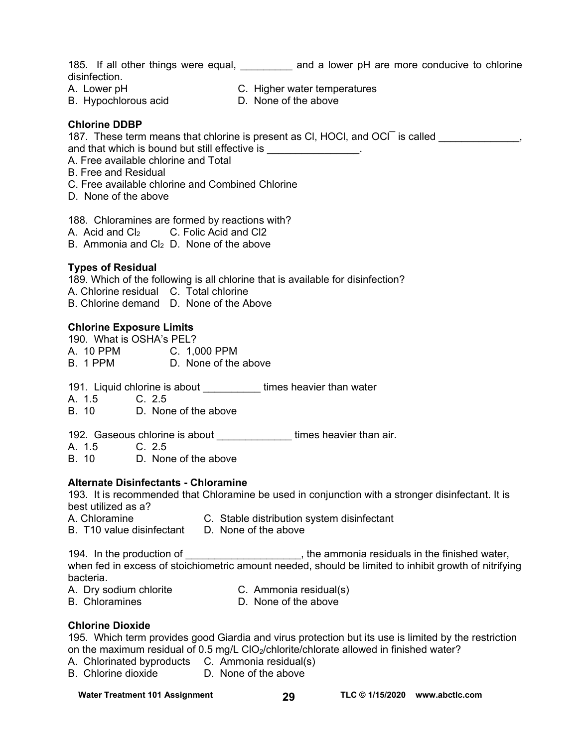185. If all other things were equal, _________ and a lower pH are more conducive to chlorine disinfection.
A. Lower pH
B. Hypochlorous acid
C. Higher water temperatures
D. None of the above

**Chlorine DDBP**

187. These term means that chlorine is present as Cl, HOCl, and $OCl^{-}$ is called ______________, and that which is bound but still effective is ________________.
A. Free available chlorine and Total
B. Free and Residual
C. Free available chlorine and Combined Chlorine
D. None of the above

188. Chloramines are formed by reactions with?
A. Acid and $Cl_2$
B. Ammonia and $Cl_2$
C. Folic Acid and Cl2
D. None of the above

**Types of Residual**

189. Which of the following is all chlorine that is available for disinfection?
A. Chlorine residual
B. Chlorine demand
C. Total chlorine
D. None of the Above

**Chlorine Exposure Limits**

190. What is OSHA's PEL?
A. 10 PPM
B. 1 PPM
C. 1,000 PPM
D. None of the above

191. Liquid chlorine is about __________ times heavier than water
A. 1.5
B. 10
C. 2.5
D. None of the above

192. Gaseous chlorine is about _____________ times heavier than air.
A. 1.5
B. 10
C. 2.5
D. None of the above

**Alternate Disinfectants - Chloramine**

193. It is recommended that Chloramine be used in conjunction with a stronger disinfectant. It is best utilized as a?
A. Chloramine
B. T10 value disinfectant
C. Stable distribution system disinfectant
D. None of the above

194. In the production of ____________________, the ammonia residuals in the finished water, when fed in excess of stoichiometric amount needed, should be limited to inhibit growth of nitrifying bacteria.
A. Dry sodium chlorite
B. Chloramines
C. Ammonia residual(s)
D. None of the above

**Chlorine Dioxide**

195. Which term provides good Giardia and virus protection but its use is limited by the restriction on the maximum residual of 0.5 mg/L $ClO_2$/chlorite/chlorate allowed in finished water?
A. Chlorinated byproducts
B. Chlorine dioxide
C. Ammonia residual(s)
D. None of the above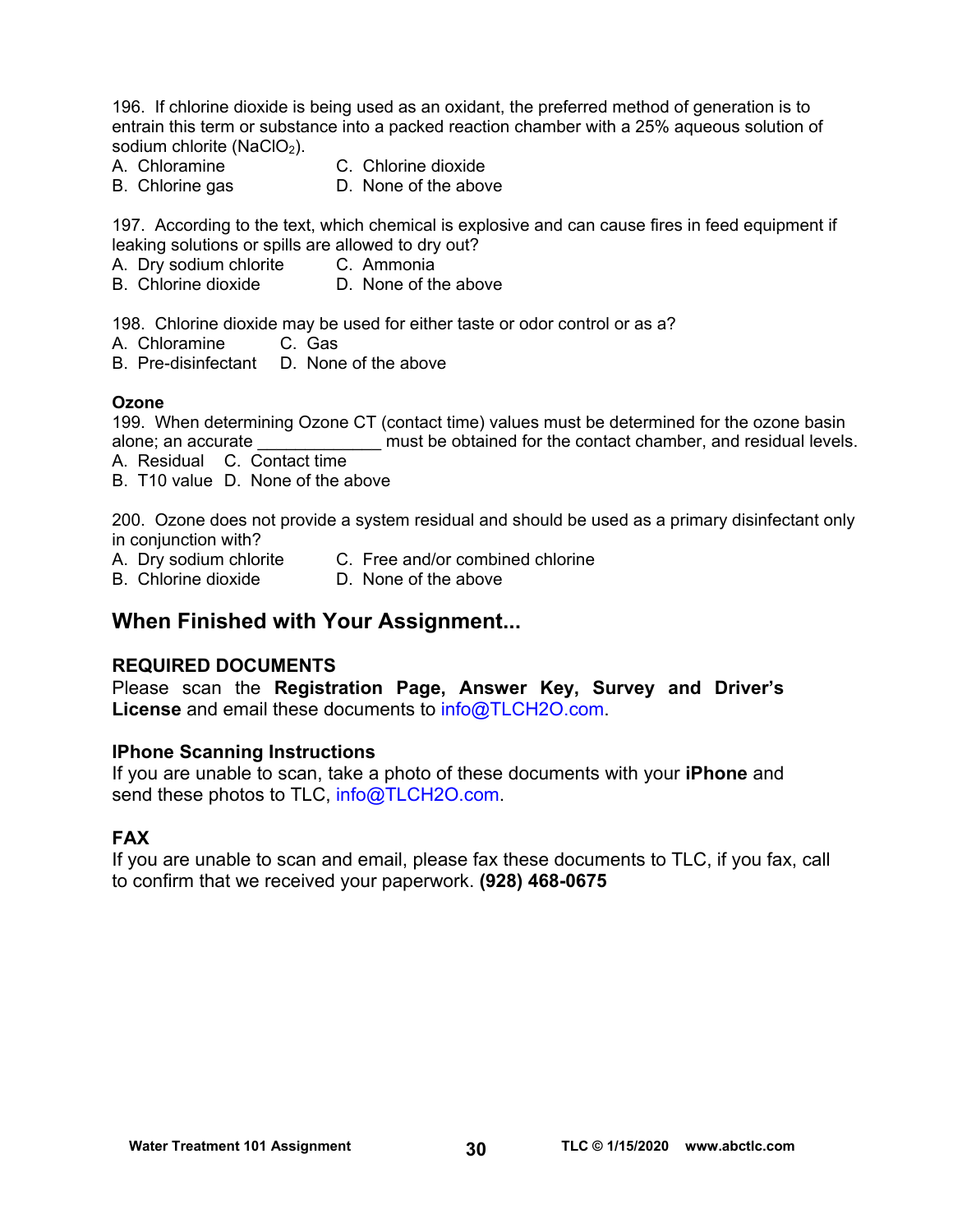196. If chlorine dioxide is being used as an oxidant, the preferred method of generation is to entrain this term or substance into a packed reaction chamber with a 25% aqueous solution of sodium chlorite ($NaClO_2$).

A. Chloramine
B. Chlorine gas
C. Chlorine dioxide
D. None of the above

197. According to the text, which chemical is explosive and can cause fires in feed equipment if leaking solutions or spills are allowed to dry out?

A. Dry sodium chlorite
B. Chlorine dioxide
C. Ammonia
D. None of the above

198. Chlorine dioxide may be used for either taste or odor control or as a?

A. Chloramine
B. Pre-disinfectant
C. Gas
D. None of the above

**Ozone**

199. When determining Ozone CT (contact time) values must be determined for the ozone basin alone; an accurate _____________ must be obtained for the contact chamber, and residual levels.

A. Residual
B. T10 value
C. Contact time
D. None of the above

200. Ozone does not provide a system residual and should be used as a primary disinfectant only in conjunction with?

A. Dry sodium chlorite
B. Chlorine dioxide
C. Free and/or combined chlorine
D. None of the above

## When Finished with Your Assignment...

**REQUIRED DOCUMENTS**

Please scan the **Registration Page, Answer Key, Survey and Driver's License** and email these documents to info@TLCH2O.com.

**IPhone Scanning Instructions**

If you are unable to scan, take a photo of these documents with your **iPhone** and send these photos to TLC, info@TLCH2O.com.

**FAX**

If you are unable to scan and email, please fax these documents to TLC, if you fax, call to confirm that we received your paperwork. **(928) 468-0675**